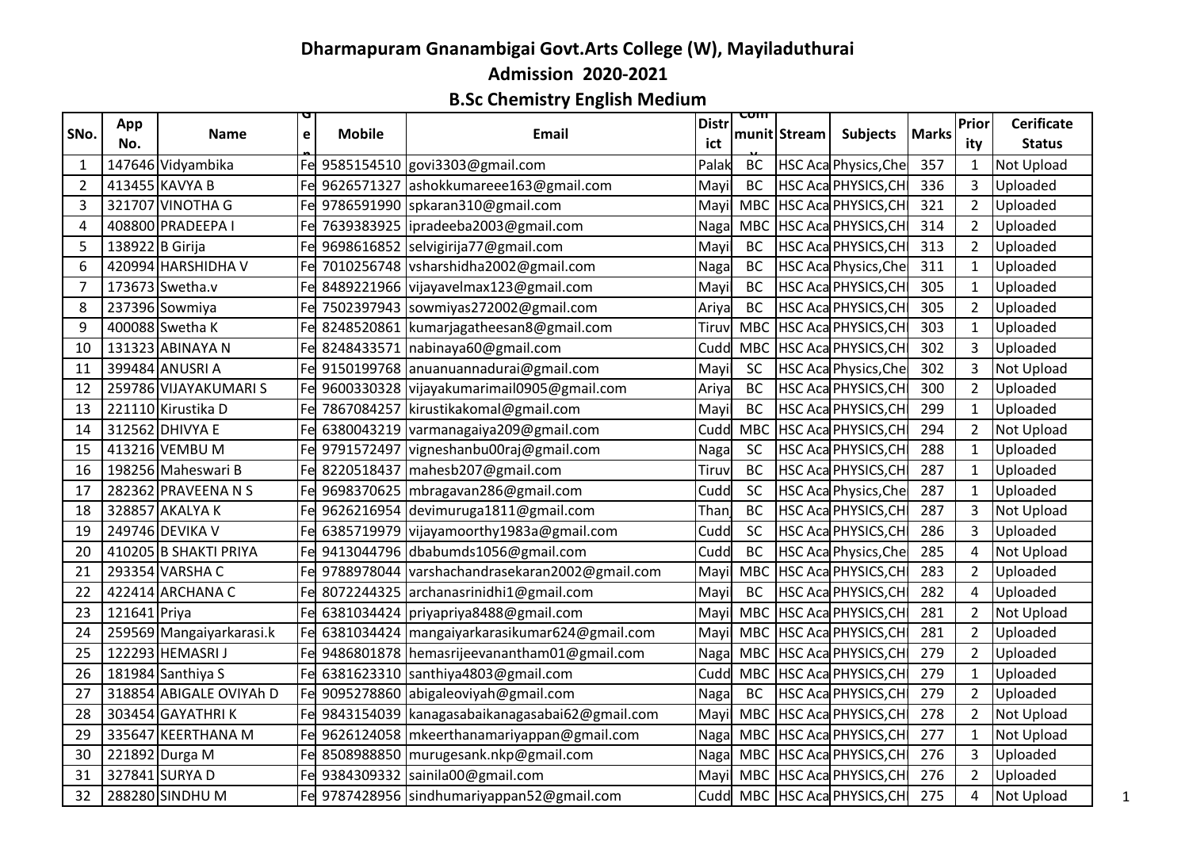# Dharmapuram Gnanambigai Govt.Arts College (W), Mayiladuthurai

## Admission 2020-2021

### B.Sc Chemistry English Medium

| SNo. | App No. | Name | Gen | Mobile | Email | District | Community | Stream | Subjects | Marks | Priority | Cerificate Status |
|---|---|---|---|---|---|---|---|---|---|---|---|---|
| 1 | 147646 | Vidyambika | Fe | 9585154510 | govi3303@gmail.com | Palak | BC | HSC Aca | Physics,Che | 357 | 1 | Not Upload |
| 2 | 413455 | KAVYA B | Fe | 9626571327 | ashokkumareee163@gmail.com | Mayi | BC | HSC Aca | PHYSICS,CH | 336 | 3 | Uploaded |
| 3 | 321707 | VINOTHA G | Fe | 9786591990 | spkaran310@gmail.com | Mayi | MBC | HSC Aca | PHYSICS,CH | 321 | 2 | Uploaded |
| 4 | 408800 | PRADEEPA I | Fe | 7639383925 | ipradeeba2003@gmail.com | Naga | MBC | HSC Aca | PHYSICS,CH | 314 | 2 | Uploaded |
| 5 | 138922 | B Girija | Fe | 9698616852 | selvigirija77@gmail.com | Mayi | BC | HSC Aca | PHYSICS,CH | 313 | 2 | Uploaded |
| 6 | 420994 | HARSHIDHA V | Fe | 7010256748 | vsharshidha2002@gmail.com | Naga | BC | HSC Aca | Physics,Che | 311 | 1 | Uploaded |
| 7 | 173673 | Swetha.v | Fe | 8489221966 | vijayavelmax123@gmail.com | Mayi | BC | HSC Aca | PHYSICS,CH | 305 | 1 | Uploaded |
| 8 | 237396 | Sowmiya | Fe | 7502397943 | sowmiyas272002@gmail.com | Ariya | BC | HSC Aca | PHYSICS,CH | 305 | 2 | Uploaded |
| 9 | 400088 | Swetha K | Fe | 8248520861 | kumarjagatheesan8@gmail.com | Tiruv | MBC | HSC Aca | PHYSICS,CH | 303 | 1 | Uploaded |
| 10 | 131323 | ABINAYA N | Fe | 8248433571 | nabinaya60@gmail.com | Cudd | MBC | HSC Aca | PHYSICS,CH | 302 | 3 | Uploaded |
| 11 | 399484 | ANUSRI A | Fe | 9150199768 | anuanuannadurai@gmail.com | Mayi | SC | HSC Aca | Physics,Che | 302 | 3 | Not Upload |
| 12 | 259786 | VIJAYAKUMARI S | Fe | 9600330328 | vijayakumarimail0905@gmail.com | Ariya | BC | HSC Aca | PHYSICS,CH | 300 | 2 | Uploaded |
| 13 | 221110 | Kirustika D | Fe | 7867084257 | kirustikakomal@gmail.com | Mayi | BC | HSC Aca | PHYSICS,CH | 299 | 1 | Uploaded |
| 14 | 312562 | DHIVYA E | Fe | 6380043219 | varmanagaiya209@gmail.com | Cudd | MBC | HSC Aca | PHYSICS,CH | 294 | 2 | Not Upload |
| 15 | 413216 | VEMBU M | Fe | 9791572497 | vigneshanbu00raj@gmail.com | Naga | SC | HSC Aca | PHYSICS,CH | 288 | 1 | Uploaded |
| 16 | 198256 | Maheswari B | Fe | 8220518437 | mahesb207@gmail.com | Tiruv | BC | HSC Aca | PHYSICS,CH | 287 | 1 | Uploaded |
| 17 | 282362 | PRAVEENA N S | Fe | 9698370625 | mbragavan286@gmail.com | Cudd | SC | HSC Aca | Physics,Che | 287 | 1 | Uploaded |
| 18 | 328857 | AKALYA K | Fe | 9626216954 | devimuruga1811@gmail.com | Than | BC | HSC Aca | PHYSICS,CH | 287 | 3 | Not Upload |
| 19 | 249746 | DEVIKA V | Fe | 6385719979 | vijayamoorthy1983a@gmail.com | Cudd | SC | HSC Aca | PHYSICS,CH | 286 | 3 | Uploaded |
| 20 | 410205 | B SHAKTI PRIYA | Fe | 9413044796 | dbabumds1056@gmail.com | Cudd | BC | HSC Aca | Physics,Che | 285 | 4 | Not Upload |
| 21 | 293354 | VARSHA C | Fe | 9788978044 | varshachandrasekaran2002@gmail.com | Mayi | MBC | HSC Aca | PHYSICS,CH | 283 | 2 | Uploaded |
| 22 | 422414 | ARCHANA C | Fe | 8072244325 | archanasrinidhi1@gmail.com | Mayi | BC | HSC Aca | PHYSICS,CH | 282 | 4 | Uploaded |
| 23 | 121641 | Priya | Fe | 6381034424 | priyapriya8488@gmail.com | Mayi | MBC | HSC Aca | PHYSICS,CH | 281 | 2 | Not Upload |
| 24 | 259569 | Mangaiyarkarasi.k | Fe | 6381034424 | mangaiyarkarasikumar624@gmail.com | Mayi | MBC | HSC Aca | PHYSICS,CH | 281 | 2 | Uploaded |
| 25 | 122293 | HEMASRI J | Fe | 9486801878 | hemasrijeevanantham01@gmail.com | Naga | MBC | HSC Aca | PHYSICS,CH | 279 | 2 | Uploaded |
| 26 | 181984 | Santhiya S | Fe | 6381623310 | santhiya4803@gmail.com | Cudd | MBC | HSC Aca | PHYSICS,CH | 279 | 1 | Uploaded |
| 27 | 318854 | ABIGALE OVIYAh D | Fe | 9095278860 | abigaleoviyah@gmail.com | Naga | BC | HSC Aca | PHYSICS,CH | 279 | 2 | Uploaded |
| 28 | 303454 | GAYATHRI K | Fe | 9843154039 | kanagasabaikanagasabai62@gmail.com | Mayi | MBC | HSC Aca | PHYSICS,CH | 278 | 2 | Not Upload |
| 29 | 335647 | KEERTHANA M | Fe | 9626124058 | mkeerthanamariyappan@gmail.com | Naga | MBC | HSC Aca | PHYSICS,CH | 277 | 1 | Not Upload |
| 30 | 221892 | Durga M | Fe | 8508988850 | murugesank.nkp@gmail.com | Naga | MBC | HSC Aca | PHYSICS,CH | 276 | 3 | Uploaded |
| 31 | 327841 | SURYA D | Fe | 9384309332 | sainila00@gmail.com | Mayi | MBC | HSC Aca | PHYSICS,CH | 276 | 2 | Uploaded |
| 32 | 288280 | SINDHU M | Fe | 9787428956 | sindhumariyappan52@gmail.com | Cudd | MBC | HSC Aca | PHYSICS,CH | 275 | 4 | Not Upload |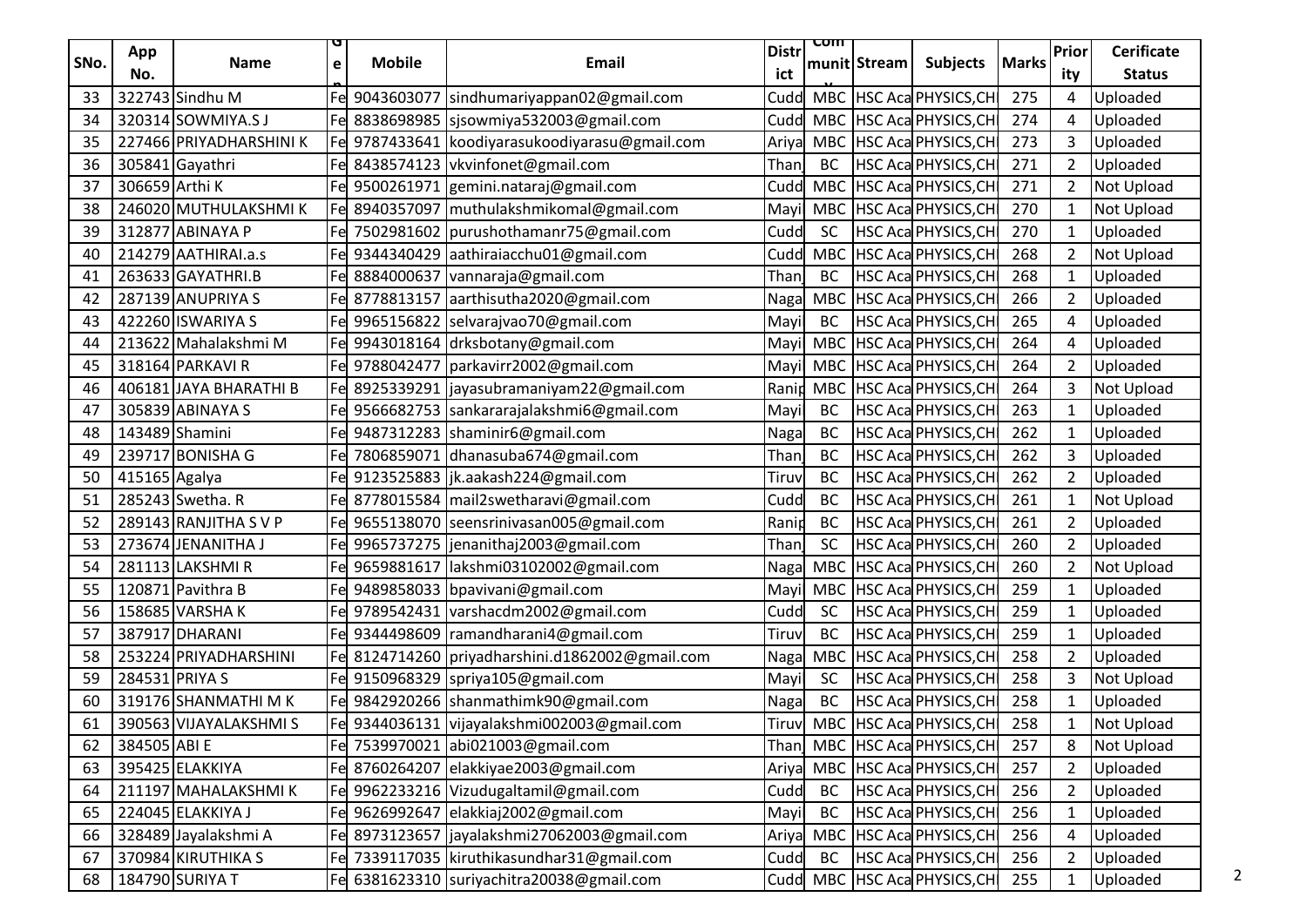| SNo. | App No. | Name | Gen | Mobile | Email | District | Community | Stream | Subjects | Marks | Priority | Cerificate Status |
|---|---|---|---|---|---|---|---|---|---|---|---|---|
| 33 | 322743 | Sindhu M | Fe | 9043603077 | sindhumariyappan02@gmail.com | Cudd | MBC | HSC Aca | PHYSICS,CH | 275 | 4 | Uploaded |
| 34 | 320314 | SOWMIYA.S J | Fe | 8838698985 | sjsowmiya532003@gmail.com | Cudd | MBC | HSC Aca | PHYSICS,CH | 274 | 4 | Uploaded |
| 35 | 227466 | PRIYADHARSHINI K | Fe | 9787433641 | koodiyarasukoodiyarasu@gmail.com | Ariya | MBC | HSC Aca | PHYSICS,CH | 273 | 3 | Uploaded |
| 36 | 305841 | Gayathri | Fe | 8438574123 | vkvinfonet@gmail.com | Than | BC | HSC Aca | PHYSICS,CH | 271 | 2 | Uploaded |
| 37 | 306659 | Arthi K | Fe | 9500261971 | gemini.nataraj@gmail.com | Cudd | MBC | HSC Aca | PHYSICS,CH | 271 | 2 | Not Upload |
| 38 | 246020 | MUTHULAKSHMI K | Fe | 8940357097 | muthulakshmikomal@gmail.com | Mayi | MBC | HSC Aca | PHYSICS,CH | 270 | 1 | Not Upload |
| 39 | 312877 | ABINAYA P | Fe | 7502981602 | purushothamanr75@gmail.com | Cudd | SC | HSC Aca | PHYSICS,CH | 270 | 1 | Uploaded |
| 40 | 214279 | AATHIRAI.a.s | Fe | 9344340429 | aathiraiacchu01@gmail.com | Cudd | MBC | HSC Aca | PHYSICS,CH | 268 | 2 | Not Upload |
| 41 | 263633 | GAYATHRI.B | Fe | 8884000637 | vannaraja@gmail.com | Than | BC | HSC Aca | PHYSICS,CH | 268 | 1 | Uploaded |
| 42 | 287139 | ANUPRIYA S | Fe | 8778813157 | aarthisutha2020@gmail.com | Naga | MBC | HSC Aca | PHYSICS,CH | 266 | 2 | Uploaded |
| 43 | 422260 | ISWARIYA S | Fe | 9965156822 | selvarajvao70@gmail.com | Mayi | BC | HSC Aca | PHYSICS,CH | 265 | 4 | Uploaded |
| 44 | 213622 | Mahalakshmi M | Fe | 9943018164 | drksbotany@gmail.com | Mayi | MBC | HSC Aca | PHYSICS,CH | 264 | 4 | Uploaded |
| 45 | 318164 | PARKAVI R | Fe | 9788042477 | parkavirr2002@gmail.com | Mayi | MBC | HSC Aca | PHYSICS,CH | 264 | 2 | Uploaded |
| 46 | 406181 | JAYA BHARATHI B | Fe | 8925339291 | jayasubramaniyam22@gmail.com | Ranip | MBC | HSC Aca | PHYSICS,CH | 264 | 3 | Not Upload |
| 47 | 305839 | ABINAYA S | Fe | 9566682753 | sankararajalakshmi6@gmail.com | Mayi | BC | HSC Aca | PHYSICS,CH | 263 | 1 | Uploaded |
| 48 | 143489 | Shamini | Fe | 9487312283 | shaminir6@gmail.com | Naga | BC | HSC Aca | PHYSICS,CH | 262 | 1 | Uploaded |
| 49 | 239717 | BONISHA G | Fe | 7806859071 | dhanasuba674@gmail.com | Than | BC | HSC Aca | PHYSICS,CH | 262 | 3 | Uploaded |
| 50 | 415165 | Agalya | Fe | 9123525883 | jk.aakash224@gmail.com | Tiruv | BC | HSC Aca | PHYSICS,CH | 262 | 2 | Uploaded |
| 51 | 285243 | Swetha. R | Fe | 8778015584 | mail2swetharavi@gmail.com | Cudd | BC | HSC Aca | PHYSICS,CH | 261 | 1 | Not Upload |
| 52 | 289143 | RANJITHA S V P | Fe | 9655138070 | seensrinivasan005@gmail.com | Ranip | BC | HSC Aca | PHYSICS,CH | 261 | 2 | Uploaded |
| 53 | 273674 | JENANITHA J | Fe | 9965737275 | jenanithaj2003@gmail.com | Than | SC | HSC Aca | PHYSICS,CH | 260 | 2 | Uploaded |
| 54 | 281113 | LAKSHMI R | Fe | 9659881617 | lakshmi03102002@gmail.com | Naga | MBC | HSC Aca | PHYSICS,CH | 260 | 2 | Not Upload |
| 55 | 120871 | Pavithra B | Fe | 9489858033 | bpavivani@gmail.com | Mayi | MBC | HSC Aca | PHYSICS,CH | 259 | 1 | Uploaded |
| 56 | 158685 | VARSHA K | Fe | 9789542431 | varshacdm2002@gmail.com | Cudd | SC | HSC Aca | PHYSICS,CH | 259 | 1 | Uploaded |
| 57 | 387917 | DHARANI | Fe | 9344498609 | ramandharani4@gmail.com | Tiruv | BC | HSC Aca | PHYSICS,CH | 259 | 1 | Uploaded |
| 58 | 253224 | PRIYADHARSHINI | Fe | 8124714260 | priyadharshini.d1862002@gmail.com | Naga | MBC | HSC Aca | PHYSICS,CH | 258 | 2 | Uploaded |
| 59 | 284531 | PRIYA S | Fe | 9150968329 | spriya105@gmail.com | Mayi | SC | HSC Aca | PHYSICS,CH | 258 | 3 | Not Upload |
| 60 | 319176 | SHANMATHI M K | Fe | 9842920266 | shanmathimk90@gmail.com | Naga | BC | HSC Aca | PHYSICS,CH | 258 | 1 | Uploaded |
| 61 | 390563 | VIJAYALAKSHMI S | Fe | 9344036131 | vijayalakshmi002003@gmail.com | Tiruv | MBC | HSC Aca | PHYSICS,CH | 258 | 1 | Not Upload |
| 62 | 384505 | ABI E | Fe | 7539970021 | abi021003@gmail.com | Than | MBC | HSC Aca | PHYSICS,CH | 257 | 8 | Not Upload |
| 63 | 395425 | ELAKKIYA | Fe | 8760264207 | elakkiyae2003@gmail.com | Ariya | MBC | HSC Aca | PHYSICS,CH | 257 | 2 | Uploaded |
| 64 | 211197 | MAHALAKSHMI K | Fe | 9962233216 | Vizudugaltamil@gmail.com | Cudd | BC | HSC Aca | PHYSICS,CH | 256 | 2 | Uploaded |
| 65 | 224045 | ELAKKIYA J | Fe | 9626992647 | elakkiaj2002@gmail.com | Mayi | BC | HSC Aca | PHYSICS,CH | 256 | 1 | Uploaded |
| 66 | 328489 | Jayalakshmi A | Fe | 8973123657 | jayalakshmi27062003@gmail.com | Ariya | MBC | HSC Aca | PHYSICS,CH | 256 | 4 | Uploaded |
| 67 | 370984 | KIRUTHIKA S | Fe | 7339117035 | kiruthikasundhar31@gmail.com | Cudd | BC | HSC Aca | PHYSICS,CH | 256 | 2 | Uploaded |
| 68 | 184790 | SURIYA T | Fe | 6381623310 | suriyachitra20038@gmail.com | Cudd | MBC | HSC Aca | PHYSICS,CH | 255 | 1 | Uploaded |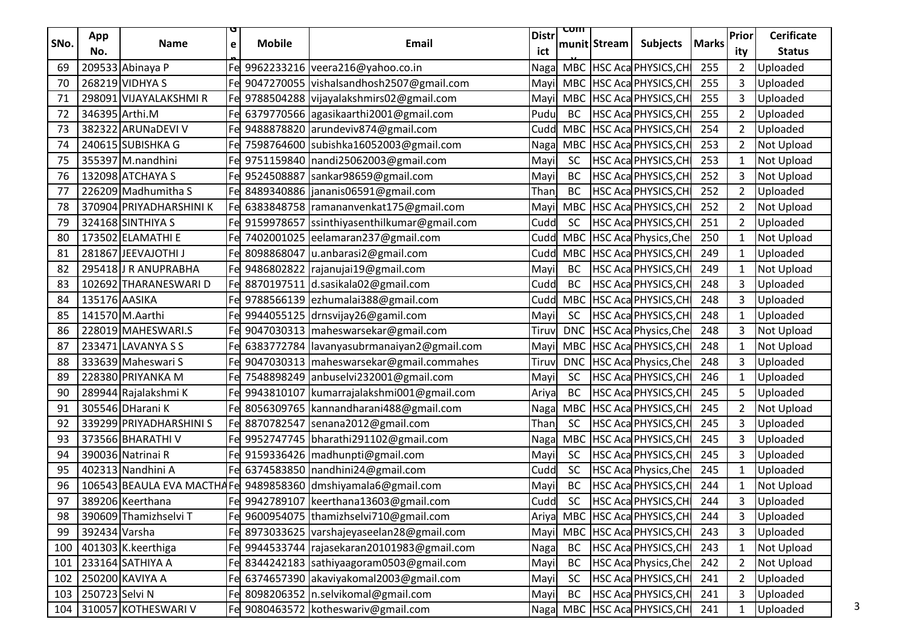| SNo. | App No. | Name | Gen | Mobile | Email | District | Community | Stream | Subjects | Marks | Priority | Cerificate Status |
|---|---|---|---|---|---|---|---|---|---|---|---|---|
| 69 | 209533 | Abinaya P | Fe | 9962233216 | veera216@yahoo.co.in | Naga | MBC | HSC Aca | PHYSICS,CH | 255 | 2 | Uploaded |
| 70 | 268219 | VIDHYA S | Fe | 9047270055 | vishalsandhosh2507@gmail.com | Mayi | MBC | HSC Aca | PHYSICS,CH | 255 | 3 | Uploaded |
| 71 | 298091 | VIJAYALAKSHMI R | Fe | 9788504288 | vijayalakshmirs02@gmail.com | Mayi | MBC | HSC Aca | PHYSICS,CH | 255 | 3 | Uploaded |
| 72 | 346395 | Arthi.M | Fe | 6379770566 | agasikaarthi2001@gmail.com | Pudu | BC | HSC Aca | PHYSICS,CH | 255 | 2 | Uploaded |
| 73 | 382322 | ARUNaDEVI V | Fe | 9488878820 | arundeviv874@gmail.com | Cudd | MBC | HSC Aca | PHYSICS,CH | 254 | 2 | Uploaded |
| 74 | 240615 | SUBISHKA G | Fe | 7598764600 | subishka16052003@gmail.com | Naga | MBC | HSC Aca | PHYSICS,CH | 253 | 2 | Not Upload |
| 75 | 355397 | M.nandhini | Fe | 9751159840 | nandi25062003@gmail.com | Mayi | SC | HSC Aca | PHYSICS,CH | 253 | 1 | Not Upload |
| 76 | 132098 | ATCHAYA S | Fe | 9524508887 | sankar98659@gmail.com | Mayi | BC | HSC Aca | PHYSICS,CH | 252 | 3 | Not Upload |
| 77 | 226209 | Madhumitha S | Fe | 8489340886 | jananis06591@gmail.com | Than | BC | HSC Aca | PHYSICS,CH | 252 | 2 | Uploaded |
| 78 | 370904 | PRIYADHARSHINI K | Fe | 6383848758 | ramananvenkat175@gmail.com | Mayi | MBC | HSC Aca | PHYSICS,CH | 252 | 2 | Not Upload |
| 79 | 324168 | SINTHIYA S | Fe | 9159978657 | ssinthiyasenthilkumar@gmail.com | Cudd | SC | HSC Aca | PHYSICS,CH | 251 | 2 | Uploaded |
| 80 | 173502 | ELAMATHI E | Fe | 7402001025 | eelamaran237@gmail.com | Cudd | MBC | HSC Aca | Physics,Che | 250 | 1 | Not Upload |
| 81 | 281867 | JEEVAJOTHI J | Fe | 8098868047 | u.anbarasi2@gmail.com | Cudd | MBC | HSC Aca | PHYSICS,CH | 249 | 1 | Uploaded |
| 82 | 295418 | J R ANUPRABHA | Fe | 9486802822 | rajanujai19@gmail.com | Mayi | BC | HSC Aca | PHYSICS,CH | 249 | 1 | Not Upload |
| 83 | 102692 | THARANESWARI D | Fe | 8870197511 | d.sasikala02@gmail.com | Cudd | BC | HSC Aca | PHYSICS,CH | 248 | 3 | Uploaded |
| 84 | 135176 | AASIKA | Fe | 9788566139 | ezhumalai388@gmail.com | Cudd | MBC | HSC Aca | PHYSICS,CH | 248 | 3 | Uploaded |
| 85 | 141570 | M.Aarthi | Fe | 9944055125 | drnsvijay26@gamil.com | Mayi | SC | HSC Aca | PHYSICS,CH | 248 | 1 | Uploaded |
| 86 | 228019 | MAHESWARI.S | Fe | 9047030313 | maheswarsekar@gmail.com | Tiruv | DNC | HSC Aca | Physics,Che | 248 | 3 | Not Upload |
| 87 | 233471 | LAVANYA S S | Fe | 6383772784 | lavanyasubrmanaiyan2@gmail.com | Mayi | MBC | HSC Aca | PHYSICS,CH | 248 | 1 | Not Upload |
| 88 | 333639 | Maheswari S | Fe | 9047030313 | maheswarsekar@gmail.commahes | Tiruv | DNC | HSC Aca | Physics,Che | 248 | 3 | Uploaded |
| 89 | 228380 | PRIYANKA M | Fe | 7548898249 | anbuselvi232001@gmail.com | Mayi | SC | HSC Aca | PHYSICS,CH | 246 | 1 | Uploaded |
| 90 | 289944 | Rajalakshmi K | Fe | 9943810107 | kumarrajalakshmi001@gmail.com | Ariya | BC | HSC Aca | PHYSICS,CH | 245 | 5 | Uploaded |
| 91 | 305546 | DHarani K | Fe | 8056309765 | kannandharani488@gmail.com | Naga | MBC | HSC Aca | PHYSICS,CH | 245 | 2 | Not Upload |
| 92 | 339299 | PRIYADHARSHINI S | Fe | 8870782547 | senana2012@gmail.com | Than | SC | HSC Aca | PHYSICS,CH | 245 | 3 | Uploaded |
| 93 | 373566 | BHARATHI V | Fe | 9952747745 | bharathi291102@gmail.com | Naga | MBC | HSC Aca | PHYSICS,CH | 245 | 3 | Uploaded |
| 94 | 390036 | Natrinai R | Fe | 9159336426 | madhunpti@gmail.com | Mayi | SC | HSC Aca | PHYSICS,CH | 245 | 3 | Uploaded |
| 95 | 402313 | Nandhini A | Fe | 6374583850 | nandhini24@gmail.com | Cudd | SC | HSC Aca | Physics,Che | 245 | 1 | Uploaded |
| 96 | 106543 | BEAULA EVA MACTHA | Fe | 9489858360 | dmshiyamala6@gmail.com | Mayi | BC | HSC Aca | PHYSICS,CH | 244 | 1 | Not Upload |
| 97 | 389206 | Keerthana | Fe | 9942789107 | keerthana13603@gmail.com | Cudd | SC | HSC Aca | PHYSICS,CH | 244 | 3 | Uploaded |
| 98 | 390609 | Thamizhselvi T | Fe | 9600954075 | thamizhselvi710@gmail.com | Ariya | MBC | HSC Aca | PHYSICS,CH | 244 | 3 | Uploaded |
| 99 | 392434 | Varsha | Fe | 8973033625 | varshajeyaseelan28@gmail.com | Mayi | MBC | HSC Aca | PHYSICS,CH | 243 | 3 | Uploaded |
| 100 | 401303 | K.keerthiga | Fe | 9944533744 | rajasekaran20101983@gmail.com | Naga | BC | HSC Aca | PHYSICS,CH | 243 | 1 | Not Upload |
| 101 | 233164 | SATHIYA A | Fe | 8344242183 | sathiyaagoram0503@gmail.com | Mayi | BC | HSC Aca | Physics,Che | 242 | 2 | Not Upload |
| 102 | 250200 | KAVIYA A | Fe | 6374657390 | akaviyakomal2003@gmail.com | Mayi | SC | HSC Aca | PHYSICS,CH | 241 | 2 | Uploaded |
| 103 | 250723 | Selvi N | Fe | 8098206352 | n.selvikomal@gmail.com | Mayi | BC | HSC Aca | PHYSICS,CH | 241 | 3 | Uploaded |
| 104 | 310057 | KOTHESWARI V | Fe | 9080463572 | kotheswariv@gmail.com | Naga | MBC | HSC Aca | PHYSICS,CH | 241 | 1 | Uploaded |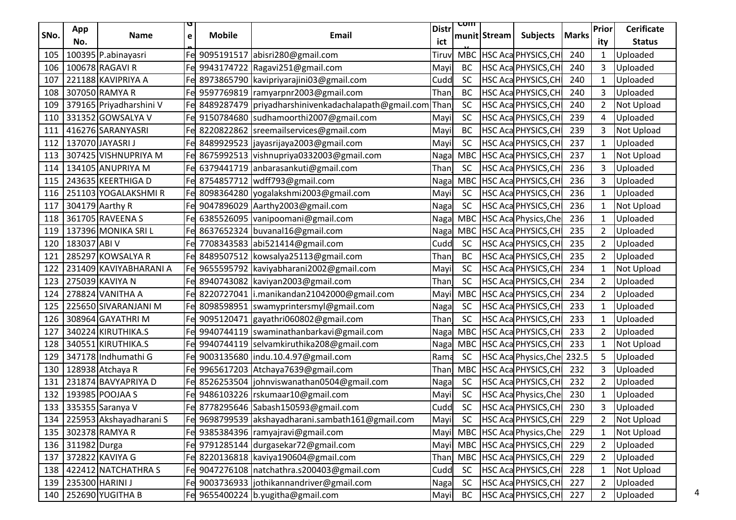| SNo. | App No. | Name | Gen | Mobile | Email | District | Community | Stream | Subjects | Marks | Priority | Cerificate Status |
|---|---|---|---|---|---|---|---|---|---|---|---|---|
| 105 | 100395 | P.abinayasri | Fe | 9095191517 | abisri280@gmail.com | Tiruv | MBC | HSC Aca | PHYSICS,CH | 240 | 1 | Uploaded |
| 106 | 100678 | RAGAVI R | Fe | 9943174722 | Ragavi251@gmail.com | Mayi | BC | HSC Aca | PHYSICS,CH | 240 | 3 | Uploaded |
| 107 | 221188 | KAVIPRIYA A | Fe | 8973865790 | kavipriyarajini03@gmail.com | Cudd | SC | HSC Aca | PHYSICS,CH | 240 | 1 | Uploaded |
| 108 | 307050 | RAMYA R | Fe | 9597769819 | ramyarpnr2003@gmail.com | Than | BC | HSC Aca | PHYSICS,CH | 240 | 3 | Uploaded |
| 109 | 379165 | Priyadharshini V | Fe | 8489287479 | priyadharshinivenkadachalapath@gmail.com | Than | SC | HSC Aca | PHYSICS,CH | 240 | 2 | Not Upload |
| 110 | 331352 | GOWSALYA V | Fe | 9150784680 | sudhamoorthi2007@gmail.com | Mayi | SC | HSC Aca | PHYSICS,CH | 239 | 4 | Uploaded |
| 111 | 416276 | SARANYASRI | Fe | 8220822862 | sreemailservices@gmail.com | Mayi | BC | HSC Aca | PHYSICS,CH | 239 | 3 | Not Upload |
| 112 | 137070 | JAYASRI J | Fe | 8489929523 | jayasrijaya2003@gmail.com | Mayi | SC | HSC Aca | PHYSICS,CH | 237 | 1 | Uploaded |
| 113 | 307425 | VISHNUPRIYA M | Fe | 8675992513 | vishnupriya0332003@gmail.com | Naga | MBC | HSC Aca | PHYSICS,CH | 237 | 1 | Not Upload |
| 114 | 134105 | ANUPRIYA M | Fe | 6379441719 | anbarasankuti@gmail.com | Than | SC | HSC Aca | PHYSICS,CH | 236 | 3 | Uploaded |
| 115 | 243635 | KEERTHIGA D | Fe | 8754857712 | wdff793@gmail.com | Naga | MBC | HSC Aca | PHYSICS,CH | 236 | 3 | Uploaded |
| 116 | 251103 | YOGALAKSHMI R | Fe | 8098364280 | yogalakshmi2003@gmail.com | Mayi | SC | HSC Aca | PHYSICS,CH | 236 | 1 | Uploaded |
| 117 | 304179 | Aarthy R | Fe | 9047896029 | Aarthy2003@gmail.com | Naga | SC | HSC Aca | PHYSICS,CH | 236 | 1 | Not Upload |
| 118 | 361705 | RAVEENA S | Fe | 6385526095 | vanipoomani@gmail.com | Naga | MBC | HSC Aca | Physics,Che | 236 | 1 | Uploaded |
| 119 | 137396 | MONIKA SRI L | Fe | 8637652324 | buvanal16@gmail.com | Naga | MBC | HSC Aca | PHYSICS,CH | 235 | 2 | Uploaded |
| 120 | 183037 | ABI V | Fe | 7708343583 | abi521414@gmail.com | Cudd | SC | HSC Aca | PHYSICS,CH | 235 | 2 | Uploaded |
| 121 | 285297 | KOWSALYA R | Fe | 8489507512 | kowsalya25113@gmail.com | Than | BC | HSC Aca | PHYSICS,CH | 235 | 2 | Uploaded |
| 122 | 231409 | KAVIYABHARANI A | Fe | 9655595792 | kaviyabharani2002@gmail.com | Mayi | SC | HSC Aca | PHYSICS,CH | 234 | 1 | Not Upload |
| 123 | 275039 | KAVIYA N | Fe | 8940743082 | kaviyan2003@gmail.com | Than | SC | HSC Aca | PHYSICS,CH | 234 | 2 | Uploaded |
| 124 | 278824 | VANITHA A | Fe | 8220727041 | i.manikandan21042000@gmail.com | Mayi | MBC | HSC Aca | PHYSICS,CH | 234 | 2 | Uploaded |
| 125 | 225650 | SIVARANJANI M | Fe | 8098598951 | swamyprintersmyl@gmail.com | Naga | SC | HSC Aca | PHYSICS,CH | 233 | 1 | Uploaded |
| 126 | 308964 | GAYATHRI M | Fe | 9095120471 | gayathri060802@gmail.com | Than | SC | HSC Aca | PHYSICS,CH | 233 | 1 | Uploaded |
| 127 | 340224 | KIRUTHIKA.S | Fe | 9940744119 | swaminathanbarkavi@gmail.com | Naga | MBC | HSC Aca | PHYSICS,CH | 233 | 2 | Uploaded |
| 128 | 340551 | KIRUTHIKA.S | Fe | 9940744119 | selvamkiruthika208@gmail.com | Naga | MBC | HSC Aca | PHYSICS,CH | 233 | 1 | Not Upload |
| 129 | 347178 | Indhumathi G | Fe | 9003135680 | indu.10.4.97@gmail.com | Rama | SC | HSC Aca | Physics,Che | 232.5 | 5 | Uploaded |
| 130 | 128938 | Atchaya R | Fe | 9965617203 | Atchaya7639@gmail.com | Than | MBC | HSC Aca | PHYSICS,CH | 232 | 3 | Uploaded |
| 131 | 231874 | BAVYAPRIYA D | Fe | 8526253504 | johnviswanathan0504@gmail.com | Naga | SC | HSC Aca | PHYSICS,CH | 232 | 2 | Uploaded |
| 132 | 193985 | POOJAA S | Fe | 9486103226 | rskumaar10@gmail.com | Mayi | SC | HSC Aca | Physics,Che | 230 | 1 | Uploaded |
| 133 | 335355 | Saranya V | Fe | 8778295646 | Sabash150593@gmail.com | Cudd | SC | HSC Aca | PHYSICS,CH | 230 | 3 | Uploaded |
| 134 | 225953 | Akshayadharani S | Fe | 9698799539 | akshayadharani.sambath161@gmail.com | Mayi | SC | HSC Aca | PHYSICS,CH | 229 | 2 | Not Upload |
| 135 | 302378 | RAMYA R | Fe | 9385384396 | ramyajravi@gmail.com | Mayi | MBC | HSC Aca | Physics,Che | 229 | 1 | Not Upload |
| 136 | 311982 | Durga | Fe | 9791285144 | durgasekar72@gmail.com | Mayi | MBC | HSC Aca | PHYSICS,CH | 229 | 2 | Uploaded |
| 137 | 372822 | KAVIYA G | Fe | 8220136818 | kaviya190604@gmail.com | Than | MBC | HSC Aca | PHYSICS,CH | 229 | 2 | Uploaded |
| 138 | 422412 | NATCHATHRA S | Fe | 9047276108 | natchathra.s200403@gmail.com | Cudd | SC | HSC Aca | PHYSICS,CH | 228 | 1 | Not Upload |
| 139 | 235300 | HARINI J | Fe | 9003736933 | jothikannandriver@gmail.com | Naga | SC | HSC Aca | PHYSICS,CH | 227 | 2 | Uploaded |
| 140 | 252690 | YUGITHA B | Fe | 9655400224 | b.yugitha@gmail.com | Mayi | BC | HSC Aca | PHYSICS,CH | 227 | 2 | Uploaded |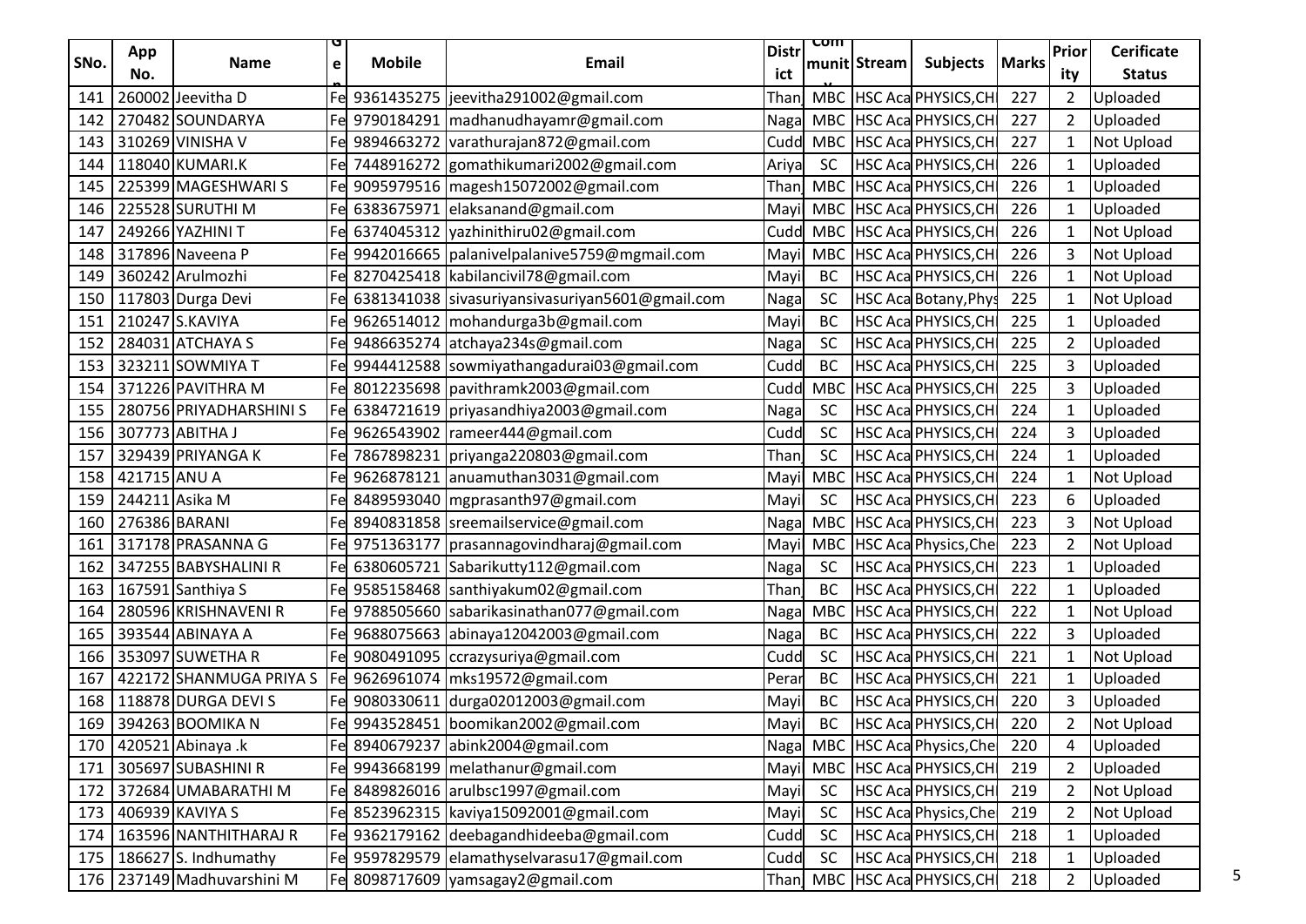| SNo. | App No. | Name | Gen | Mobile | Email | District | Community | Stream | Subjects | Marks | Priority | Cerificate Status |
|---|---|---|---|---|---|---|---|---|---|---|---|---|
| 141 | 260002 | Jeevitha D | Fe | 9361435275 | jeevitha291002@gmail.com | Than | MBC | HSC Aca | PHYSICS,CH | 227 | 2 | Uploaded |
| 142 | 270482 | SOUNDARYA | Fe | 9790184291 | madhanudhayamr@gmail.com | Naga | MBC | HSC Aca | PHYSICS,CH | 227 | 2 | Uploaded |
| 143 | 310269 | VINISHA V | Fe | 9894663272 | varathurajan872@gmail.com | Cudd | MBC | HSC Aca | PHYSICS,CH | 227 | 1 | Not Upload |
| 144 | 118040 | KUMARI.K | Fe | 7448916272 | gomathikumari2002@gmail.com | Ariya | SC | HSC Aca | PHYSICS,CH | 226 | 1 | Uploaded |
| 145 | 225399 | MAGESHWARI S | Fe | 9095979516 | magesh15072002@gmail.com | Than | MBC | HSC Aca | PHYSICS,CH | 226 | 1 | Uploaded |
| 146 | 225528 | SURUTHI M | Fe | 6383675971 | elaksanand@gmail.com | Mayi | MBC | HSC Aca | PHYSICS,CH | 226 | 1 | Uploaded |
| 147 | 249266 | YAZHINI T | Fe | 6374045312 | yazhinithiru02@gmail.com | Cudd | MBC | HSC Aca | PHYSICS,CH | 226 | 1 | Not Upload |
| 148 | 317896 | Naveena P | Fe | 9942016665 | palanivelpalanive5759@mgmail.com | Mayi | MBC | HSC Aca | PHYSICS,CH | 226 | 3 | Not Upload |
| 149 | 360242 | Arulmozhi | Fe | 8270425418 | kabilancivil78@gmail.com | Mayi | BC | HSC Aca | PHYSICS,CH | 226 | 1 | Not Upload |
| 150 | 117803 | Durga Devi | Fe | 6381341038 | sivasuriyansivasuriyan5601@gmail.com | Naga | SC | HSC Aca | Botany,Phys | 225 | 1 | Not Upload |
| 151 | 210247 | S.KAVIYA | Fe | 9626514012 | mohandurga3b@gmail.com | Mayi | BC | HSC Aca | PHYSICS,CH | 225 | 1 | Uploaded |
| 152 | 284031 | ATCHAYA S | Fe | 9486635274 | atchaya234s@gmail.com | Naga | SC | HSC Aca | PHYSICS,CH | 225 | 2 | Uploaded |
| 153 | 323211 | SOWMIYA T | Fe | 9944412588 | sowmiyathangadurai03@gmail.com | Cudd | BC | HSC Aca | PHYSICS,CH | 225 | 3 | Uploaded |
| 154 | 371226 | PAVITHRA M | Fe | 8012235698 | pavithramk2003@gmail.com | Cudd | MBC | HSC Aca | PHYSICS,CH | 225 | 3 | Uploaded |
| 155 | 280756 | PRIYADHARSHINI S | Fe | 6384721619 | priyasandhiya2003@gmail.com | Naga | SC | HSC Aca | PHYSICS,CH | 224 | 1 | Uploaded |
| 156 | 307773 | ABITHA J | Fe | 9626543902 | rameer444@gmail.com | Cudd | SC | HSC Aca | PHYSICS,CH | 224 | 3 | Uploaded |
| 157 | 329439 | PRIYANGA K | Fe | 7867898231 | priyanga220803@gmail.com | Than | SC | HSC Aca | PHYSICS,CH | 224 | 1 | Uploaded |
| 158 | 421715 | ANU A | Fe | 9626878121 | anuamuthan3031@gmail.com | Mayi | MBC | HSC Aca | PHYSICS,CH | 224 | 1 | Not Upload |
| 159 | 244211 | Asika M | Fe | 8489593040 | mgprasanth97@gmail.com | Mayi | SC | HSC Aca | PHYSICS,CH | 223 | 6 | Uploaded |
| 160 | 276386 | BARANI | Fe | 8940831858 | sreemailservice@gmail.com | Naga | MBC | HSC Aca | PHYSICS,CH | 223 | 3 | Not Upload |
| 161 | 317178 | PRASANNA G | Fe | 9751363177 | prasannagovindharaj@gmail.com | Mayi | MBC | HSC Aca | Physics,Che | 223 | 2 | Not Upload |
| 162 | 347255 | BABYSHALINI R | Fe | 6380605721 | Sabarikutty112@gmail.com | Naga | SC | HSC Aca | PHYSICS,CH | 223 | 1 | Uploaded |
| 163 | 167591 | Santhiya S | Fe | 9585158468 | santhiyakum02@gmail.com | Than | BC | HSC Aca | PHYSICS,CH | 222 | 1 | Uploaded |
| 164 | 280596 | KRISHNAVENI R | Fe | 9788505660 | sabarikasinathan077@gmail.com | Naga | MBC | HSC Aca | PHYSICS,CH | 222 | 1 | Not Upload |
| 165 | 393544 | ABINAYA A | Fe | 9688075663 | abinaya12042003@gmail.com | Naga | BC | HSC Aca | PHYSICS,CH | 222 | 3 | Uploaded |
| 166 | 353097 | SUWETHA R | Fe | 9080491095 | ccrazysuriya@gmail.com | Cudd | SC | HSC Aca | PHYSICS,CH | 221 | 1 | Not Upload |
| 167 | 422172 | SHANMUGA PRIYA S | Fe | 9626961074 | mks19572@gmail.com | Perar | BC | HSC Aca | PHYSICS,CH | 221 | 1 | Uploaded |
| 168 | 118878 | DURGA DEVI S | Fe | 9080330611 | durga02012003@gmail.com | Mayi | BC | HSC Aca | PHYSICS,CH | 220 | 3 | Uploaded |
| 169 | 394263 | BOOMIKA N | Fe | 9943528451 | boomikan2002@gmail.com | Mayi | BC | HSC Aca | PHYSICS,CH | 220 | 2 | Not Upload |
| 170 | 420521 | Abinaya .k | Fe | 8940679237 | abink2004@gmail.com | Naga | MBC | HSC Aca | Physics,Che | 220 | 4 | Uploaded |
| 171 | 305697 | SUBASHINI R | Fe | 9943668199 | melathanur@gmail.com | Mayi | MBC | HSC Aca | PHYSICS,CH | 219 | 2 | Uploaded |
| 172 | 372684 | UMABARATHI M | Fe | 8489826016 | arulbsc1997@gmail.com | Mayi | SC | HSC Aca | PHYSICS,CH | 219 | 2 | Not Upload |
| 173 | 406939 | KAVIYA S | Fe | 8523962315 | kaviya15092001@gmail.com | Mayi | SC | HSC Aca | Physics,Che | 219 | 2 | Not Upload |
| 174 | 163596 | NANTHITHARAJ R | Fe | 9362179162 | deebagandhideeba@gmail.com | Cudd | SC | HSC Aca | PHYSICS,CH | 218 | 1 | Uploaded |
| 175 | 186627 | S. Indhumathy | Fe | 9597829579 | elamathyselvarasu17@gmail.com | Cudd | SC | HSC Aca | PHYSICS,CH | 218 | 1 | Uploaded |
| 176 | 237149 | Madhuvarshini M | Fe | 8098717609 | yamsagay2@gmail.com | Than | MBC | HSC Aca | PHYSICS,CH | 218 | 2 | Uploaded |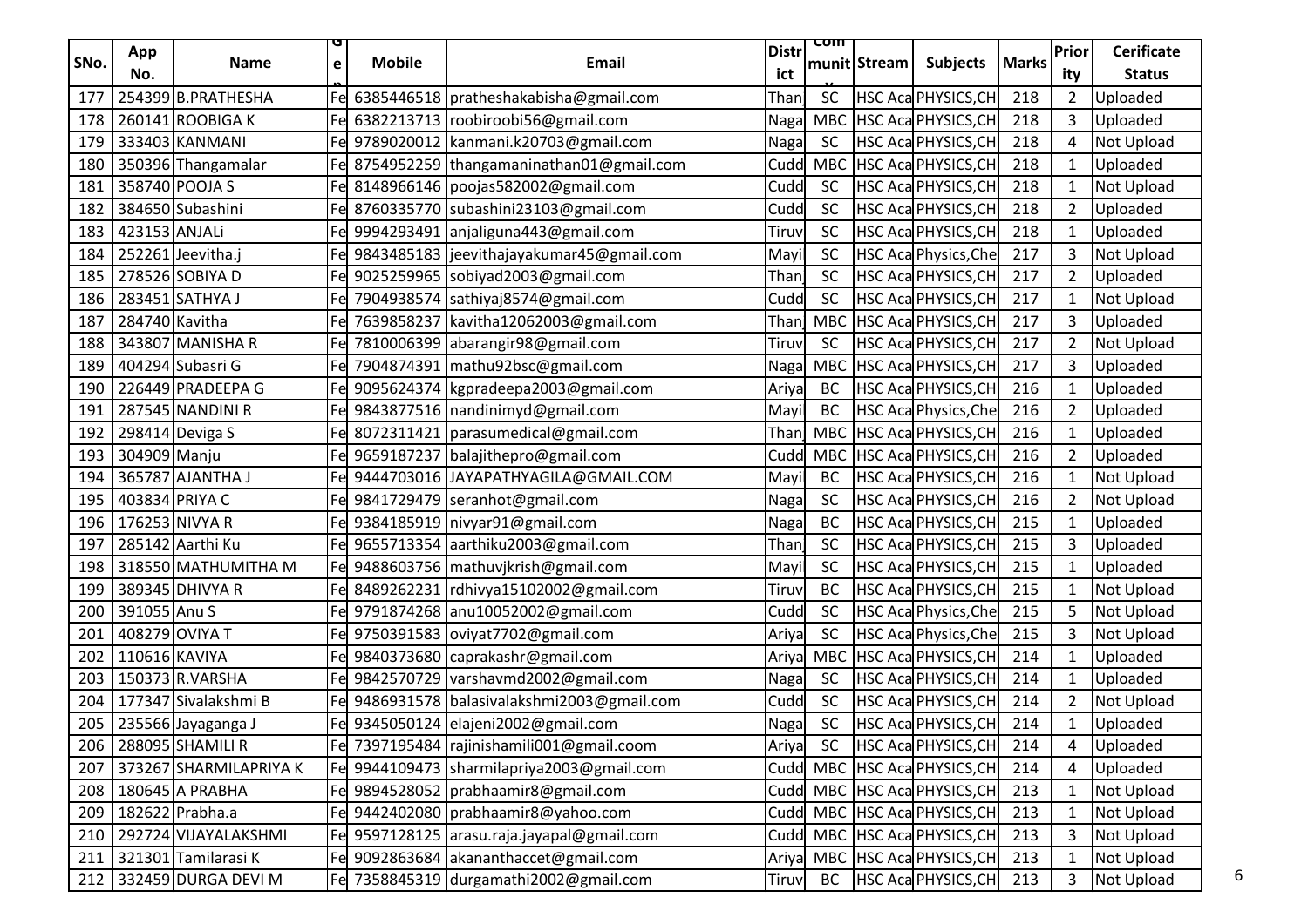| SNo. | App No. | Name | Gen | Mobile | Email | District | Community | Stream | Subjects | Marks | Priority | Cerificate Status |
|---|---|---|---|---|---|---|---|---|---|---|---|---|
| 177 | 254399 | B.PRATHESHA | Fe | 6385446518 | pratheshakabisha@gmail.com | Than | SC | HSC Aca | PHYSICS,CH | 218 | 2 | Uploaded |
| 178 | 260141 | ROOBIGA K | Fe | 6382213713 | roobiroobi56@gmail.com | Naga | MBC | HSC Aca | PHYSICS,CH | 218 | 3 | Uploaded |
| 179 | 333403 | KANMANI | Fe | 9789020012 | kanmani.k20703@gmail.com | Naga | SC | HSC Aca | PHYSICS,CH | 218 | 4 | Not Upload |
| 180 | 350396 | Thangamalar | Fe | 8754952259 | thangamaninathan01@gmail.com | Cudd | MBC | HSC Aca | PHYSICS,CH | 218 | 1 | Uploaded |
| 181 | 358740 | POOJA S | Fe | 8148966146 | poojas582002@gmail.com | Cudd | SC | HSC Aca | PHYSICS,CH | 218 | 1 | Not Upload |
| 182 | 384650 | Subashini | Fe | 8760335770 | subashini23103@gmail.com | Cudd | SC | HSC Aca | PHYSICS,CH | 218 | 2 | Uploaded |
| 183 | 423153 | ANJALi | Fe | 9994293491 | anjaliguna443@gmail.com | Tiruv | SC | HSC Aca | PHYSICS,CH | 218 | 1 | Uploaded |
| 184 | 252261 | Jeevitha.j | Fe | 9843485183 | jeevithajayakumar45@gmail.com | Mayi | SC | HSC Aca | Physics,Che | 217 | 3 | Not Upload |
| 185 | 278526 | SOBIYA D | Fe | 9025259965 | sobiyad2003@gmail.com | Than | SC | HSC Aca | PHYSICS,CH | 217 | 2 | Uploaded |
| 186 | 283451 | SATHYA J | Fe | 7904938574 | sathiyaj8574@gmail.com | Cudd | SC | HSC Aca | PHYSICS,CH | 217 | 1 | Not Upload |
| 187 | 284740 | Kavitha | Fe | 7639858237 | kavitha12062003@gmail.com | Than | MBC | HSC Aca | PHYSICS,CH | 217 | 3 | Uploaded |
| 188 | 343807 | MANISHA R | Fe | 7810006399 | abarangir98@gmail.com | Tiruv | SC | HSC Aca | PHYSICS,CH | 217 | 2 | Not Upload |
| 189 | 404294 | Subasri G | Fe | 7904874391 | mathu92bsc@gmail.com | Naga | MBC | HSC Aca | PHYSICS,CH | 217 | 3 | Uploaded |
| 190 | 226449 | PRADEEPA G | Fe | 9095624374 | kgpradeepa2003@gmail.com | Ariya | BC | HSC Aca | PHYSICS,CH | 216 | 1 | Uploaded |
| 191 | 287545 | NANDINI R | Fe | 9843877516 | nandinimyd@gmail.com | Mayi | BC | HSC Aca | Physics,Che | 216 | 2 | Uploaded |
| 192 | 298414 | Deviga S | Fe | 8072311421 | parasumedical@gmail.com | Than | MBC | HSC Aca | PHYSICS,CH | 216 | 1 | Uploaded |
| 193 | 304909 | Manju | Fe | 9659187237 | balajithepro@gmail.com | Cudd | MBC | HSC Aca | PHYSICS,CH | 216 | 2 | Uploaded |
| 194 | 365787 | AJANTHA J | Fe | 9444703016 | JAYAPATHYAGILA@GMAIL.COM | Mayi | BC | HSC Aca | PHYSICS,CH | 216 | 1 | Not Upload |
| 195 | 403834 | PRIYA C | Fe | 9841729479 | seranhot@gmail.com | Naga | SC | HSC Aca | PHYSICS,CH | 216 | 2 | Not Upload |
| 196 | 176253 | NIVYA R | Fe | 9384185919 | nivyar91@gmail.com | Naga | BC | HSC Aca | PHYSICS,CH | 215 | 1 | Uploaded |
| 197 | 285142 | Aarthi Ku | Fe | 9655713354 | aarthiku2003@gmail.com | Than | SC | HSC Aca | PHYSICS,CH | 215 | 3 | Uploaded |
| 198 | 318550 | MATHUMITHA M | Fe | 9488603756 | mathuvjkrish@gmail.com | Mayi | SC | HSC Aca | PHYSICS,CH | 215 | 1 | Uploaded |
| 199 | 389345 | DHIVYA R | Fe | 8489262231 | rdhivya15102002@gmail.com | Tiruv | BC | HSC Aca | PHYSICS,CH | 215 | 1 | Not Upload |
| 200 | 391055 | Anu S | Fe | 9791874268 | anu10052002@gmail.com | Cudd | SC | HSC Aca | Physics,Che | 215 | 5 | Not Upload |
| 201 | 408279 | OVIYA T | Fe | 9750391583 | oviyat7702@gmail.com | Ariya | SC | HSC Aca | Physics,Che | 215 | 3 | Not Upload |
| 202 | 110616 | KAVIYA | Fe | 9840373680 | caprakashr@gmail.com | Ariya | MBC | HSC Aca | PHYSICS,CH | 214 | 1 | Uploaded |
| 203 | 150373 | R.VARSHA | Fe | 9842570729 | varshavmd2002@gmail.com | Naga | SC | HSC Aca | PHYSICS,CH | 214 | 1 | Uploaded |
| 204 | 177347 | Sivalakshmi B | Fe | 9486931578 | balasivalakshmi2003@gmail.com | Cudd | SC | HSC Aca | PHYSICS,CH | 214 | 2 | Not Upload |
| 205 | 235566 | Jayaganga J | Fe | 9345050124 | elajeni2002@gmail.com | Naga | SC | HSC Aca | PHYSICS,CH | 214 | 1 | Uploaded |
| 206 | 288095 | SHAMILI R | Fe | 7397195484 | rajinishamili001@gmail.coom | Ariya | SC | HSC Aca | PHYSICS,CH | 214 | 4 | Uploaded |
| 207 | 373267 | SHARMILAPRIYA K | Fe | 9944109473 | sharmilapriya2003@gmail.com | Cudd | MBC | HSC Aca | PHYSICS,CH | 214 | 4 | Uploaded |
| 208 | 180645 | A PRABHA | Fe | 9894528052 | prabhaamir8@gmail.com | Cudd | MBC | HSC Aca | PHYSICS,CH | 213 | 1 | Not Upload |
| 209 | 182622 | Prabha.a | Fe | 9442402080 | prabhaamir8@yahoo.com | Cudd | MBC | HSC Aca | PHYSICS,CH | 213 | 1 | Not Upload |
| 210 | 292724 | VIJAYALAKSHMI | Fe | 9597128125 | arasu.raja.jayapal@gmail.com | Cudd | MBC | HSC Aca | PHYSICS,CH | 213 | 3 | Not Upload |
| 211 | 321301 | Tamilarasi K | Fe | 9092863684 | akananthaccet@gmail.com | Ariya | MBC | HSC Aca | PHYSICS,CH | 213 | 1 | Not Upload |
| 212 | 332459 | DURGA DEVI M | Fe | 7358845319 | durgamathi2002@gmail.com | Tiruv | BC | HSC Aca | PHYSICS,CH | 213 | 3 | Not Upload |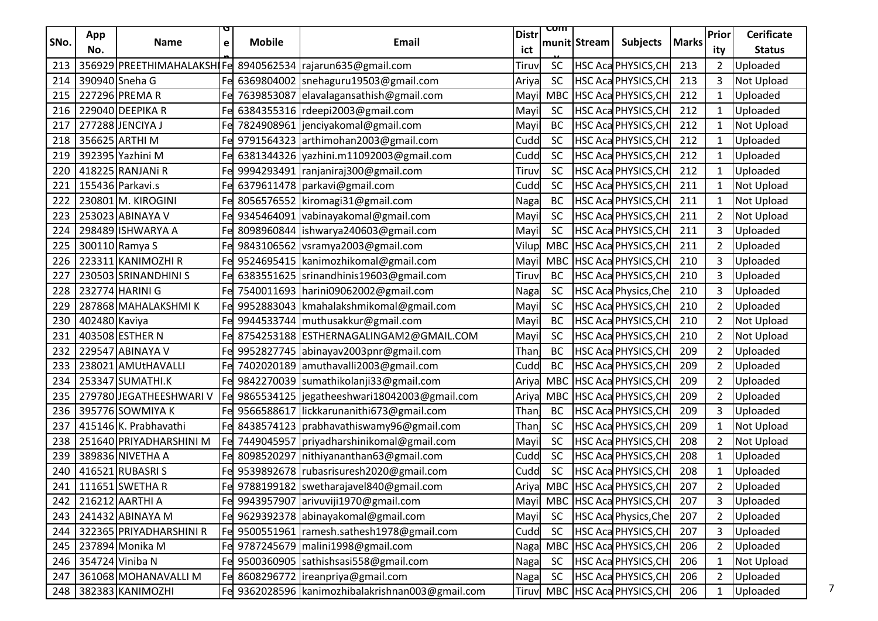| SNo. | App No. | Name | Ge | Mobile | Email | District | Community | Stream | Subjects | Marks | Priority | Cerificate Status |
|---|---|---|---|---|---|---|---|---|---|---|---|---|
| 213 | 356929 | PREETHIMAHALAKSHI | Fe | 8940562534 | rajarun635@gmail.com | Tiruv | SC | HSC Aca | PHYSICS,CH | 213 | 2 | Uploaded |
| 214 | 390940 | Sneha G | Fe | 6369804002 | snehaguru19503@gmail.com | Ariya | SC | HSC Aca | PHYSICS,CH | 213 | 3 | Not Upload |
| 215 | 227296 | PREMA R | Fe | 7639853087 | elavalagansathish@gmail.com | Mayi | MBC | HSC Aca | PHYSICS,CH | 212 | 1 | Uploaded |
| 216 | 229040 | DEEPIKA R | Fe | 6384355316 | rdeepi2003@gmail.com | Mayi | SC | HSC Aca | PHYSICS,CH | 212 | 1 | Uploaded |
| 217 | 277288 | JENCIYA J | Fe | 7824908961 | jenciyakomal@gmail.com | Mayi | BC | HSC Aca | PHYSICS,CH | 212 | 1 | Not Upload |
| 218 | 356625 | ARTHI M | Fe | 9791564323 | arthimohan2003@gmail.com | Cudd | SC | HSC Aca | PHYSICS,CH | 212 | 1 | Uploaded |
| 219 | 392395 | Yazhini M | Fe | 6381344326 | yazhini.m11092003@gmail.com | Cudd | SC | HSC Aca | PHYSICS,CH | 212 | 1 | Uploaded |
| 220 | 418225 | RANJANi R | Fe | 9994293491 | ranjaniraj300@gmail.com | Tiruv | SC | HSC Aca | PHYSICS,CH | 212 | 1 | Uploaded |
| 221 | 155436 | Parkavi.s | Fe | 6379611478 | parkavi@gmail.com | Cudd | SC | HSC Aca | PHYSICS,CH | 211 | 1 | Not Upload |
| 222 | 230801 | M. KIROGINI | Fe | 8056576552 | kiromagi31@gmail.com | Naga | BC | HSC Aca | PHYSICS,CH | 211 | 1 | Not Upload |
| 223 | 253023 | ABINAYA V | Fe | 9345464091 | vabinayakomal@gmail.com | Mayi | SC | HSC Aca | PHYSICS,CH | 211 | 2 | Not Upload |
| 224 | 298489 | ISHWARYA A | Fe | 8098960844 | ishwarya240603@gmail.com | Mayi | SC | HSC Aca | PHYSICS,CH | 211 | 3 | Uploaded |
| 225 | 300110 | Ramya S | Fe | 9843106562 | vsramya2003@gmail.com | Vilup | MBC | HSC Aca | PHYSICS,CH | 211 | 2 | Uploaded |
| 226 | 223311 | KANIMOZHI R | Fe | 9524695415 | kanimozhikomal@gmail.com | Mayi | MBC | HSC Aca | PHYSICS,CH | 210 | 3 | Uploaded |
| 227 | 230503 | SRINANDHINI S | Fe | 6383551625 | srinandhinis19603@gmail.com | Tiruv | BC | HSC Aca | PHYSICS,CH | 210 | 3 | Uploaded |
| 228 | 232774 | HARINI G | Fe | 7540011693 | harini09062002@gmail.com | Naga | SC | HSC Aca | Physics,Che | 210 | 3 | Uploaded |
| 229 | 287868 | MAHALAKSHMI K | Fe | 9952883043 | kmahalakshmikomal@gmail.com | Mayi | SC | HSC Aca | PHYSICS,CH | 210 | 2 | Uploaded |
| 230 | 402480 | Kaviya | Fe | 9944533744 | muthusakkur@gmail.com | Mayi | BC | HSC Aca | PHYSICS,CH | 210 | 2 | Not Upload |
| 231 | 403508 | ESTHER N | Fe | 8754253188 | ESTHERNAGALINGAM2@GMAIL.COM | Mayi | SC | HSC Aca | PHYSICS,CH | 210 | 2 | Not Upload |
| 232 | 229547 | ABINAYA V | Fe | 9952827745 | abinayav2003pnr@gmail.com | Than | BC | HSC Aca | PHYSICS,CH | 209 | 2 | Uploaded |
| 233 | 238021 | AMUtHAVALLI | Fe | 7402020189 | amuthavalli2003@gmail.com | Cudd | BC | HSC Aca | PHYSICS,CH | 209 | 2 | Uploaded |
| 234 | 253347 | SUMATHI.K | Fe | 9842270039 | sumathikolanji33@gmail.com | Ariya | MBC | HSC Aca | PHYSICS,CH | 209 | 2 | Uploaded |
| 235 | 279780 | JEGATHEESHWARI V | Fe | 9865534125 | jegatheeshwari18042003@gmail.com | Ariya | MBC | HSC Aca | PHYSICS,CH | 209 | 2 | Uploaded |
| 236 | 395776 | SOWMIYA K | Fe | 9566588617 | lickkarunanithi673@gmail.com | Than | BC | HSC Aca | PHYSICS,CH | 209 | 3 | Uploaded |
| 237 | 415146 | K. Prabhavathi | Fe | 8438574123 | prabhavathiswamy96@gmail.com | Than | SC | HSC Aca | PHYSICS,CH | 209 | 1 | Not Upload |
| 238 | 251640 | PRIYADHARSHINI M | Fe | 7449045957 | priyadharshinikomal@gmail.com | Mayi | SC | HSC Aca | PHYSICS,CH | 208 | 2 | Not Upload |
| 239 | 389836 | NIVETHA A | Fe | 8098520297 | nithiyananthan63@gmail.com | Cudd | SC | HSC Aca | PHYSICS,CH | 208 | 1 | Uploaded |
| 240 | 416521 | RUBASRI S | Fe | 9539892678 | rubasrisuresh2020@gmail.com | Cudd | SC | HSC Aca | PHYSICS,CH | 208 | 1 | Uploaded |
| 241 | 111651 | SWETHA R | Fe | 9788199182 | swetharajavel840@gmail.com | Ariya | MBC | HSC Aca | PHYSICS,CH | 207 | 2 | Uploaded |
| 242 | 216212 | AARTHI A | Fe | 9943957907 | arivuviji1970@gmail.com | Mayi | MBC | HSC Aca | PHYSICS,CH | 207 | 3 | Uploaded |
| 243 | 241432 | ABINAYA M | Fe | 9629392378 | abinayakomal@gmail.com | Mayi | SC | HSC Aca | Physics,Che | 207 | 2 | Uploaded |
| 244 | 322365 | PRIYADHARSHINI R | Fe | 9500551961 | ramesh.sathesh1978@gmail.com | Cudd | SC | HSC Aca | PHYSICS,CH | 207 | 3 | Uploaded |
| 245 | 237894 | Monika M | Fe | 9787245679 | malini1998@gmail.com | Naga | MBC | HSC Aca | PHYSICS,CH | 206 | 2 | Uploaded |
| 246 | 354724 | Viniba N | Fe | 9500360905 | sathishsasi558@gmail.com | Naga | SC | HSC Aca | PHYSICS,CH | 206 | 1 | Not Upload |
| 247 | 361068 | MOHANAVALLI M | Fe | 8608296772 | ireanpriya@gmail.com | Naga | SC | HSC Aca | PHYSICS,CH | 206 | 2 | Uploaded |
| 248 | 382383 | KANIMOZHI | Fe | 9362028596 | kanimozhibalakrishnan003@gmail.com | Tiruv | MBC | HSC Aca | PHYSICS,CH | 206 | 1 | Uploaded |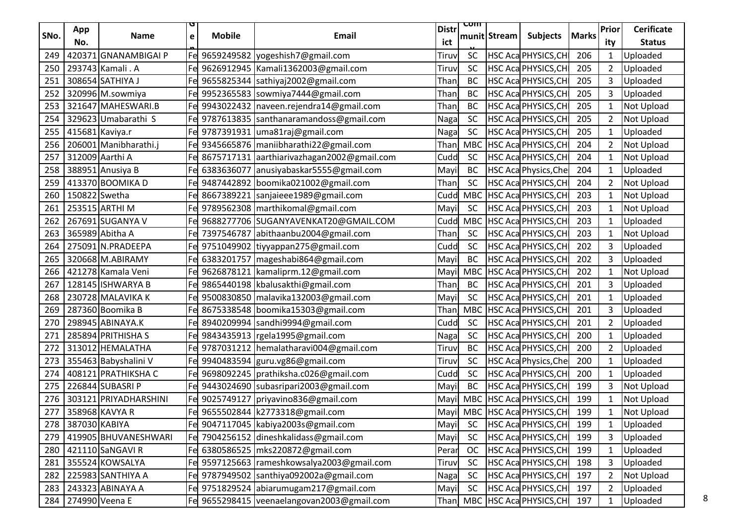| SNo. | App No. | Name | Gen | Mobile | Email | District | Community | Stream | Subjects | Marks | Priority | Cerificate Status |
|---|---|---|---|---|---|---|---|---|---|---|---|---|
| 249 | 420371 | GNANAMBIGAI P | Fe | 9659249582 | yogeshish7@gmail.com | Tiruv | SC | HSC Aca | PHYSICS,CH | 206 | 1 | Uploaded |
| 250 | 293743 | Kamali . A | Fe | 9626912945 | Kamali1362003@gmail.com | Tiruv | SC | HSC Aca | PHYSICS,CH | 205 | 2 | Uploaded |
| 251 | 308654 | SATHIYA J | Fe | 9655825344 | sathiyaj2002@gmail.com | Than | BC | HSC Aca | PHYSICS,CH | 205 | 3 | Uploaded |
| 252 | 320996 | M.sowmiya | Fe | 9952365583 | sowmiya7444@gmail.com | Than | BC | HSC Aca | PHYSICS,CH | 205 | 3 | Uploaded |
| 253 | 321647 | MAHESWARI.B | Fe | 9943022432 | naveen.rejendra14@gmail.com | Than | BC | HSC Aca | PHYSICS,CH | 205 | 1 | Not Upload |
| 254 | 329623 | Umabarathi S | Fe | 9787613835 | santhanaramandoss@gmail.com | Naga | SC | HSC Aca | PHYSICS,CH | 205 | 2 | Not Upload |
| 255 | 415681 | Kaviya.r | Fe | 9787391931 | uma81raj@gmail.com | Naga | SC | HSC Aca | PHYSICS,CH | 205 | 1 | Uploaded |
| 256 | 206001 | Manibharathi.j | Fe | 9345665876 | maniibharathi22@gmail.com | Than | MBC | HSC Aca | PHYSICS,CH | 204 | 2 | Not Upload |
| 257 | 312009 | Aarthi A | Fe | 8675717131 | aarthiarivazhagan2002@gmail.com | Cudd | SC | HSC Aca | PHYSICS,CH | 204 | 1 | Not Upload |
| 258 | 388951 | Anusiya B | Fe | 6383636077 | anusiyabaskar5555@gmail.com | Mayi | BC | HSC Aca | Physics,Che | 204 | 1 | Uploaded |
| 259 | 413370 | BOOMIKA D | Fe | 9487442892 | boomika021002@gmail.com | Than | SC | HSC Aca | PHYSICS,CH | 204 | 2 | Not Upload |
| 260 | 150822 | Swetha | Fe | 8667389221 | sanjaieee1989@gmail.com | Cudd | MBC | HSC Aca | PHYSICS,CH | 203 | 1 | Not Upload |
| 261 | 253515 | ARTHI M | Fe | 9789562308 | marthikomal@gmail.com | Mayi | SC | HSC Aca | PHYSICS,CH | 203 | 1 | Not Upload |
| 262 | 267691 | SUGANYA V | Fe | 9688277706 | SUGANYAVENKAT20@GMAIL.COM | Cudd | MBC | HSC Aca | PHYSICS,CH | 203 | 1 | Uploaded |
| 263 | 365989 | Abitha A | Fe | 7397546787 | abithaanbu2004@gmail.com | Than | SC | HSC Aca | PHYSICS,CH | 203 | 1 | Not Upload |
| 264 | 275091 | N.PRADEEPA | Fe | 9751049902 | tiyyappan275@gmail.com | Cudd | SC | HSC Aca | PHYSICS,CH | 202 | 3 | Uploaded |
| 265 | 320668 | M.ABIRAMY | Fe | 6383201757 | mageshabi864@gmail.com | Mayi | BC | HSC Aca | PHYSICS,CH | 202 | 3 | Uploaded |
| 266 | 421278 | Kamala Veni | Fe | 9626878121 | kamaliprm.12@gmail.com | Mayi | MBC | HSC Aca | PHYSICS,CH | 202 | 1 | Not Upload |
| 267 | 128145 | ISHWARYA B | Fe | 9865440198 | kbalusakthi@gmail.com | Than | BC | HSC Aca | PHYSICS,CH | 201 | 3 | Uploaded |
| 268 | 230728 | MALAVIKA K | Fe | 9500830850 | malavika132003@gmail.com | Mayi | SC | HSC Aca | PHYSICS,CH | 201 | 1 | Uploaded |
| 269 | 287360 | Boomika B | Fe | 8675338548 | boomika15303@gmail.com | Than | MBC | HSC Aca | PHYSICS,CH | 201 | 3 | Uploaded |
| 270 | 298945 | ABINAYA.K | Fe | 8940209994 | sandhi9994@gmail.com | Cudd | SC | HSC Aca | PHYSICS,CH | 201 | 2 | Uploaded |
| 271 | 285894 | PRITHISHA S | Fe | 9843435913 | rgela1995@gmail.com | Naga | SC | HSC Aca | PHYSICS,CH | 200 | 1 | Uploaded |
| 272 | 313012 | HEMALATHA | Fe | 9787031212 | hemalatharavi004@gmail.com | Tiruv | BC | HSC Aca | PHYSICS,CH | 200 | 2 | Uploaded |
| 273 | 355463 | Babyshalini V | Fe | 9940483594 | guru.vg86@gmail.com | Tiruv | SC | HSC Aca | Physics,Che | 200 | 1 | Uploaded |
| 274 | 408121 | PRATHIKSHA C | Fe | 9698092245 | prathiksha.c026@gmail.com | Cudd | SC | HSC Aca | PHYSICS,CH | 200 | 1 | Uploaded |
| 275 | 226844 | SUBASRI P | Fe | 9443024690 | subasripari2003@gmail.com | Mayi | BC | HSC Aca | PHYSICS,CH | 199 | 3 | Not Upload |
| 276 | 303121 | PRIYADHARSHINI | Fe | 9025749127 | priyavino836@gmail.com | Mayi | MBC | HSC Aca | PHYSICS,CH | 199 | 1 | Not Upload |
| 277 | 358968 | KAVYA R | Fe | 9655502844 | k2773318@gmail.com | Mayi | MBC | HSC Aca | PHYSICS,CH | 199 | 1 | Not Upload |
| 278 | 387030 | KABIYA | Fe | 9047117045 | kabiya2003s@gmail.com | Mayi | SC | HSC Aca | PHYSICS,CH | 199 | 1 | Uploaded |
| 279 | 419905 | BHUVANESHWARI | Fe | 7904256152 | dineshkalidass@gmail.com | Mayi | SC | HSC Aca | PHYSICS,CH | 199 | 3 | Uploaded |
| 280 | 421110 | SaNGAVI R | Fe | 6380586525 | mks220872@gmail.com | Perar | OC | HSC Aca | PHYSICS,CH | 199 | 1 | Uploaded |
| 281 | 355524 | KOWSALYA | Fe | 9597125663 | rameshkowsalya2003@gmail.com | Tiruv | SC | HSC Aca | PHYSICS,CH | 198 | 3 | Uploaded |
| 282 | 225983 | SANTHIYA A | Fe | 9787949502 | santhiya092002a@gmail.com | Naga | SC | HSC Aca | PHYSICS,CH | 197 | 2 | Not Upload |
| 283 | 243323 | ABINAYA A | Fe | 9751829524 | abiarumugam217@gmail.com | Mayi | SC | HSC Aca | PHYSICS,CH | 197 | 2 | Uploaded |
| 284 | 274990 | Veena E | Fe | 9655298415 | veenaelangovan2003@gmail.com | Than | MBC | HSC Aca | PHYSICS,CH | 197 | 1 | Uploaded |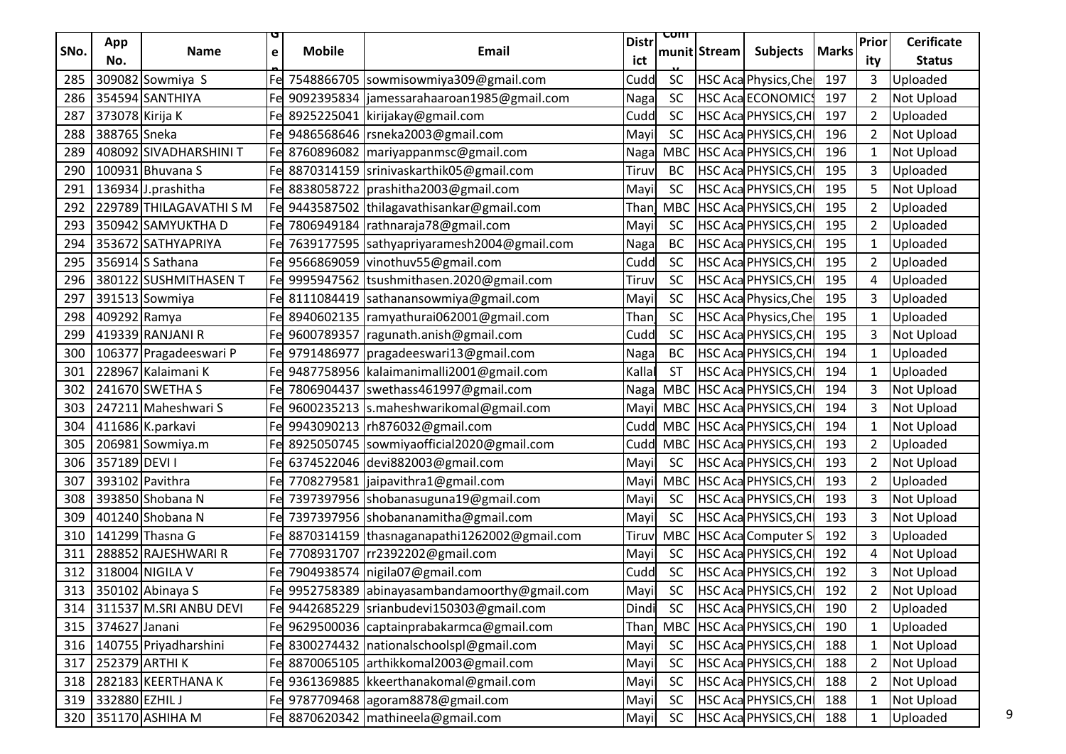| SNo. | App No. | Name | Gen | Mobile | Email | District | Community | Stream | Subjects | Marks | Priority | Cerificate Status |
|---|---|---|---|---|---|---|---|---|---|---|---|---|
| 285 | 309082 | Sowmiya S | Fe | 7548866705 | sowmisowmiya309@gmail.com | Cudd | SC | HSC Aca | Physics,Che | 197 | 3 | Uploaded |
| 286 | 354594 | SANTHIYA | Fe | 9092395834 | jamessarahaaroan1985@gmail.com | Naga | SC | HSC Aca | ECONOMICS | 197 | 2 | Not Upload |
| 287 | 373078 | Kirija K | Fe | 8925225041 | kirijakay@gmail.com | Cudd | SC | HSC Aca | PHYSICS,CH | 197 | 2 | Uploaded |
| 288 | 388765 | Sneka | Fe | 9486568646 | rsneka2003@gmail.com | Mayi | SC | HSC Aca | PHYSICS,CH | 196 | 2 | Not Upload |
| 289 | 408092 | SIVADHARSHINI T | Fe | 8760896082 | mariyappanmsc@gmail.com | Naga | MBC | HSC Aca | PHYSICS,CH | 196 | 1 | Not Upload |
| 290 | 100931 | Bhuvana S | Fe | 8870314159 | srinivaskarthik05@gmail.com | Tiruv | BC | HSC Aca | PHYSICS,CH | 195 | 3 | Uploaded |
| 291 | 136934 | J.prashitha | Fe | 8838058722 | prashitha2003@gmail.com | Mayi | SC | HSC Aca | PHYSICS,CH | 195 | 5 | Not Upload |
| 292 | 229789 | THILAGAVATHI S M | Fe | 9443587502 | thilagavathisankar@gmail.com | Than | MBC | HSC Aca | PHYSICS,CH | 195 | 2 | Uploaded |
| 293 | 350942 | SAMYUKTHA D | Fe | 7806949184 | rathnaraja78@gmail.com | Mayi | SC | HSC Aca | PHYSICS,CH | 195 | 2 | Uploaded |
| 294 | 353672 | SATHYAPRIYA | Fe | 7639177595 | sathyapriyaramesh2004@gmail.com | Naga | BC | HSC Aca | PHYSICS,CH | 195 | 1 | Uploaded |
| 295 | 356914 | S Sathana | Fe | 9566869059 | vinothuv55@gmail.com | Cudd | SC | HSC Aca | PHYSICS,CH | 195 | 2 | Uploaded |
| 296 | 380122 | SUSHMITHASEN T | Fe | 9995947562 | tsushmithasen.2020@gmail.com | Tiruv | SC | HSC Aca | PHYSICS,CH | 195 | 4 | Uploaded |
| 297 | 391513 | Sowmiya | Fe | 8111084419 | sathanansowmiya@gmail.com | Mayi | SC | HSC Aca | Physics,Che | 195 | 3 | Uploaded |
| 298 | 409292 | Ramya | Fe | 8940602135 | ramyathurai062001@gmail.com | Than | SC | HSC Aca | Physics,Che | 195 | 1 | Uploaded |
| 299 | 419339 | RANJANI R | Fe | 9600789357 | ragunath.anish@gmail.com | Cudd | SC | HSC Aca | PHYSICS,CH | 195 | 3 | Not Upload |
| 300 | 106377 | Pragadeeswari P | Fe | 9791486977 | pragadeeswari13@gmail.com | Naga | BC | HSC Aca | PHYSICS,CH | 194 | 1 | Uploaded |
| 301 | 228967 | Kalaimani K | Fe | 9487758956 | kalaimanimalli2001@gmail.com | Kallal | ST | HSC Aca | PHYSICS,CH | 194 | 1 | Uploaded |
| 302 | 241670 | SWETHA S | Fe | 7806904437 | swethass461997@gmail.com | Naga | MBC | HSC Aca | PHYSICS,CH | 194 | 3 | Not Upload |
| 303 | 247211 | Maheshwari S | Fe | 9600235213 | s.maheshwarikomal@gmail.com | Mayi | MBC | HSC Aca | PHYSICS,CH | 194 | 3 | Not Upload |
| 304 | 411686 | K.parkavi | Fe | 9943090213 | rh876032@gmail.com | Cudd | MBC | HSC Aca | PHYSICS,CH | 194 | 1 | Not Upload |
| 305 | 206981 | Sowmiya.m | Fe | 8925050745 | sowmiyaofficial2020@gmail.com | Cudd | MBC | HSC Aca | PHYSICS,CH | 193 | 2 | Uploaded |
| 306 | 357189 | DEVI I | Fe | 6374522046 | devi882003@gmail.com | Mayi | SC | HSC Aca | PHYSICS,CH | 193 | 2 | Not Upload |
| 307 | 393102 | Pavithra | Fe | 7708279581 | jaipavithra1@gmail.com | Mayi | MBC | HSC Aca | PHYSICS,CH | 193 | 2 | Uploaded |
| 308 | 393850 | Shobana N | Fe | 7397397956 | shobanasuguna19@gmail.com | Mayi | SC | HSC Aca | PHYSICS,CH | 193 | 3 | Not Upload |
| 309 | 401240 | Shobana N | Fe | 7397397956 | shobananamitha@gmail.com | Mayi | SC | HSC Aca | PHYSICS,CH | 193 | 3 | Not Upload |
| 310 | 141299 | Thasna G | Fe | 8870314159 | thasnaganapathi1262002@gmail.com | Tiruv | MBC | HSC Aca | Computer S | 192 | 3 | Uploaded |
| 311 | 288852 | RAJESHWARI R | Fe | 7708931707 | rr2392202@gmail.com | Mayi | SC | HSC Aca | PHYSICS,CH | 192 | 4 | Not Upload |
| 312 | 318004 | NIGILA V | Fe | 7904938574 | nigila07@gmail.com | Cudd | SC | HSC Aca | PHYSICS,CH | 192 | 3 | Not Upload |
| 313 | 350102 | Abinaya S | Fe | 9952758389 | abinayasambandamoorthy@gmail.com | Mayi | SC | HSC Aca | PHYSICS,CH | 192 | 2 | Not Upload |
| 314 | 311537 | M.SRI ANBU DEVI | Fe | 9442685229 | srianbudevi150303@gmail.com | Dindi | SC | HSC Aca | PHYSICS,CH | 190 | 2 | Uploaded |
| 315 | 374627 | Janani | Fe | 9629500036 | captainprabakarmca@gmail.com | Than | MBC | HSC Aca | PHYSICS,CH | 190 | 1 | Uploaded |
| 316 | 140755 | Priyadharshini | Fe | 8300274432 | nationalschoolspl@gmail.com | Mayi | SC | HSC Aca | PHYSICS,CH | 188 | 1 | Not Upload |
| 317 | 252379 | ARTHI K | Fe | 8870065105 | arthikkomal2003@gmail.com | Mayi | SC | HSC Aca | PHYSICS,CH | 188 | 2 | Not Upload |
| 318 | 282183 | KEERTHANA K | Fe | 9361369885 | kkeerthanakomal@gmail.com | Mayi | SC | HSC Aca | PHYSICS,CH | 188 | 2 | Not Upload |
| 319 | 332880 | EZHIL J | Fe | 9787709468 | agoram8878@gmail.com | Mayi | SC | HSC Aca | PHYSICS,CH | 188 | 1 | Not Upload |
| 320 | 351170 | ASHIHA M | Fe | 8870620342 | mathineela@gmail.com | Mayi | SC | HSC Aca | PHYSICS,CH | 188 | 1 | Uploaded |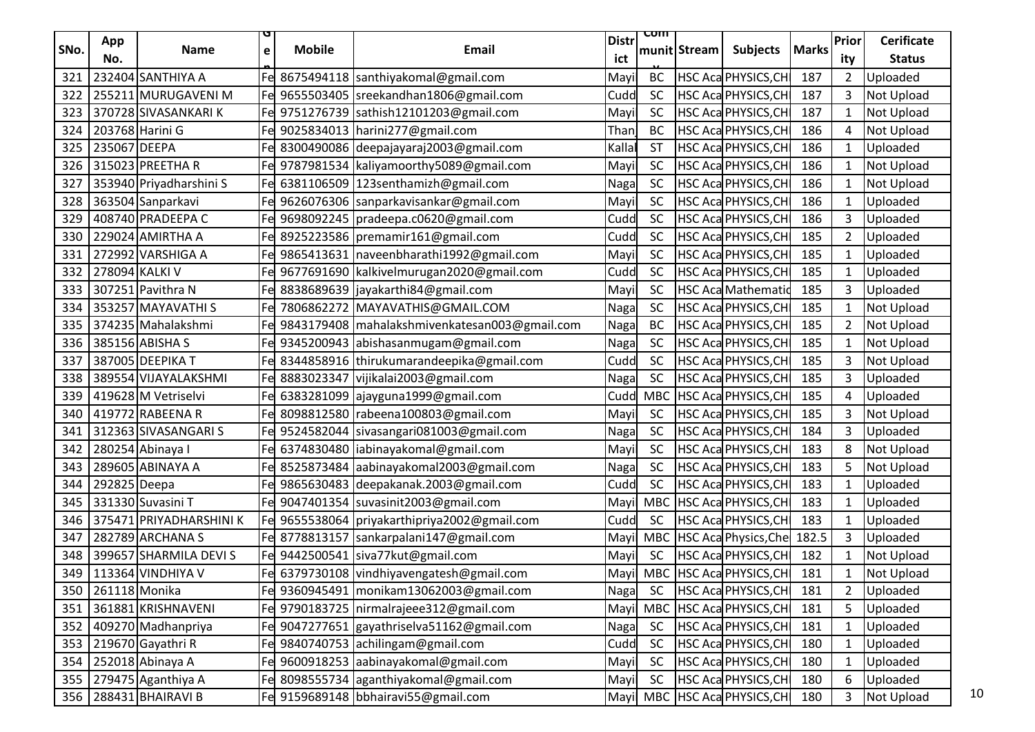| SNo. | App No. | Name | Gen | Mobile | Email | District | Community | Stream | Subjects | Marks | Priority | Cerificate Status |
|---|---|---|---|---|---|---|---|---|---|---|---|---|
| 321 | 232404 | SANTHIYA A | Fe | 8675494118 | santhiyakomal@gmail.com | Mayi | BC | HSC Aca | PHYSICS,CH | 187 | 2 | Uploaded |
| 322 | 255211 | MURUGAVENI M | Fe | 9655503405 | sreekandhan1806@gmail.com | Cudd | SC | HSC Aca | PHYSICS,CH | 187 | 3 | Not Upload |
| 323 | 370728 | SIVASANKARI K | Fe | 9751276739 | sathish12101203@gmail.com | Mayi | SC | HSC Aca | PHYSICS,CH | 187 | 1 | Not Upload |
| 324 | 203768 | Harini G | Fe | 9025834013 | harini277@gmail.com | Than | BC | HSC Aca | PHYSICS,CH | 186 | 4 | Not Upload |
| 325 | 235067 | DEEPA | Fe | 8300490086 | deepajayaraj2003@gmail.com | Kallal | ST | HSC Aca | PHYSICS,CH | 186 | 1 | Uploaded |
| 326 | 315023 | PREETHA R | Fe | 9787981534 | kaliyamoorthy5089@gmail.com | Mayi | SC | HSC Aca | PHYSICS,CH | 186 | 1 | Not Upload |
| 327 | 353940 | Priyadharshini S | Fe | 6381106509 | 123senthamizh@gmail.com | Naga | SC | HSC Aca | PHYSICS,CH | 186 | 1 | Not Upload |
| 328 | 363504 | Sanparkavi | Fe | 9626076306 | sanparkavisankar@gmail.com | Mayi | SC | HSC Aca | PHYSICS,CH | 186 | 1 | Uploaded |
| 329 | 408740 | PRADEEPA C | Fe | 9698092245 | pradeepa.c0620@gmail.com | Cudd | SC | HSC Aca | PHYSICS,CH | 186 | 3 | Uploaded |
| 330 | 229024 | AMIRTHA A | Fe | 8925223586 | premamir161@gmail.com | Cudd | SC | HSC Aca | PHYSICS,CH | 185 | 2 | Uploaded |
| 331 | 272992 | VARSHIGA A | Fe | 9865413631 | naveenbharathi1992@gmail.com | Mayi | SC | HSC Aca | PHYSICS,CH | 185 | 1 | Uploaded |
| 332 | 278094 | KALKI V | Fe | 9677691690 | kalkivelmurugan2020@gmail.com | Cudd | SC | HSC Aca | PHYSICS,CH | 185 | 1 | Uploaded |
| 333 | 307251 | Pavithra N | Fe | 8838689639 | jayakarthi84@gmail.com | Mayi | SC | HSC Aca | Mathematic | 185 | 3 | Uploaded |
| 334 | 353257 | MAYAVATHI S | Fe | 7806862272 | MAYAVATHIS@GMAIL.COM | Naga | SC | HSC Aca | PHYSICS,CH | 185 | 1 | Not Upload |
| 335 | 374235 | Mahalakshmi | Fe | 9843179408 | mahalakshmivenkatesan003@gmail.com | Naga | BC | HSC Aca | PHYSICS,CH | 185 | 2 | Not Upload |
| 336 | 385156 | ABISHA S | Fe | 9345200943 | abishasanmugam@gmail.com | Naga | SC | HSC Aca | PHYSICS,CH | 185 | 1 | Not Upload |
| 337 | 387005 | DEEPIKA T | Fe | 8344858916 | thirukumarandeepika@gmail.com | Cudd | SC | HSC Aca | PHYSICS,CH | 185 | 3 | Not Upload |
| 338 | 389554 | VIJAYALAKSHMI | Fe | 8883023347 | vijikalai2003@gmail.com | Naga | SC | HSC Aca | PHYSICS,CH | 185 | 3 | Uploaded |
| 339 | 419628 | M Vetriselvi | Fe | 6383281099 | ajayguna1999@gmail.com | Cudd | MBC | HSC Aca | PHYSICS,CH | 185 | 4 | Uploaded |
| 340 | 419772 | RABEENA R | Fe | 8098812580 | rabeena100803@gmail.com | Mayi | SC | HSC Aca | PHYSICS,CH | 185 | 3 | Not Upload |
| 341 | 312363 | SIVASANGARI S | Fe | 9524582044 | sivasangari081003@gmail.com | Naga | SC | HSC Aca | PHYSICS,CH | 184 | 3 | Uploaded |
| 342 | 280254 | Abinaya I | Fe | 6374830480 | iabinayakomal@gmail.com | Mayi | SC | HSC Aca | PHYSICS,CH | 183 | 8 | Not Upload |
| 343 | 289605 | ABINAYA A | Fe | 8525873484 | aabinayakomal2003@gmail.com | Naga | SC | HSC Aca | PHYSICS,CH | 183 | 5 | Not Upload |
| 344 | 292825 | Deepa | Fe | 9865630483 | deepakanak.2003@gmail.com | Cudd | SC | HSC Aca | PHYSICS,CH | 183 | 1 | Uploaded |
| 345 | 331330 | Suvasini T | Fe | 9047401354 | suvasinit2003@gmail.com | Mayi | MBC | HSC Aca | PHYSICS,CH | 183 | 1 | Uploaded |
| 346 | 375471 | PRIYADHARSHINI K | Fe | 9655538064 | priyakarthipriya2002@gmail.com | Cudd | SC | HSC Aca | PHYSICS,CH | 183 | 1 | Uploaded |
| 347 | 282789 | ARCHANA S | Fe | 8778813157 | sankarpalani147@gmail.com | Mayi | MBC | HSC Aca | Physics,Che | 182.5 | 3 | Uploaded |
| 348 | 399657 | SHARMILA DEVI S | Fe | 9442500541 | siva77kut@gmail.com | Mayi | SC | HSC Aca | PHYSICS,CH | 182 | 1 | Not Upload |
| 349 | 113364 | VINDHIYA V | Fe | 6379730108 | vindhiyavengatesh@gmail.com | Mayi | MBC | HSC Aca | PHYSICS,CH | 181 | 1 | Not Upload |
| 350 | 261118 | Monika | Fe | 9360945491 | monikam13062003@gmail.com | Naga | SC | HSC Aca | PHYSICS,CH | 181 | 2 | Uploaded |
| 351 | 361881 | KRISHNAVENI | Fe | 9790183725 | nirmalrajeee312@gmail.com | Mayi | MBC | HSC Aca | PHYSICS,CH | 181 | 5 | Uploaded |
| 352 | 409270 | Madhanpriya | Fe | 9047277651 | gayathriselva51162@gmail.com | Naga | SC | HSC Aca | PHYSICS,CH | 181 | 1 | Uploaded |
| 353 | 219670 | Gayathri R | Fe | 9840740753 | achilingam@gmail.com | Cudd | SC | HSC Aca | PHYSICS,CH | 180 | 1 | Uploaded |
| 354 | 252018 | Abinaya A | Fe | 9600918253 | aabinayakomal@gmail.com | Mayi | SC | HSC Aca | PHYSICS,CH | 180 | 1 | Uploaded |
| 355 | 279475 | Aganthiya A | Fe | 8098555734 | aganthiyakomal@gmail.com | Mayi | SC | HSC Aca | PHYSICS,CH | 180 | 6 | Uploaded |
| 356 | 288431 | BHAIRAVI B | Fe | 9159689148 | bbhairavi55@gmail.com | Mayi | MBC | HSC Aca | PHYSICS,CH | 180 | 3 | Not Upload |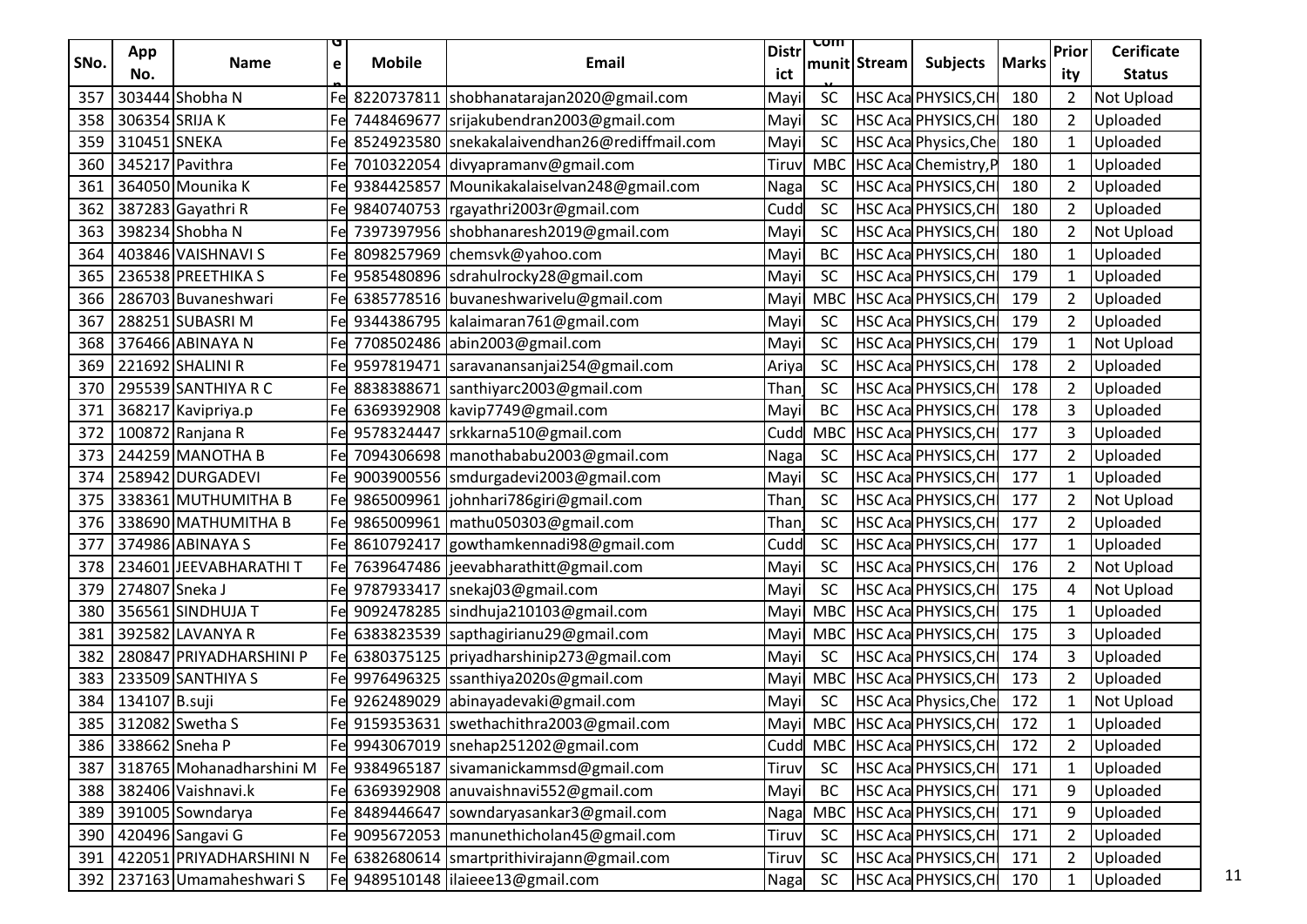| SNo. | App No. | Name | Ge n | Mobile | Email | District | Community | Stream | Subjects | Marks | Priority | Cerificate Status |
|---|---|---|---|---|---|---|---|---|---|---|---|---|
| 357 | 303444 | Shobha N | Fe | 8220737811 | shobhanatarajan2020@gmail.com | Mayi | SC | HSC Aca | PHYSICS,CH | 180 | 2 | Not Upload |
| 358 | 306354 | SRIJA K | Fe | 7448469677 | srijakubendran2003@gmail.com | Mayi | SC | HSC Aca | PHYSICS,CH | 180 | 2 | Uploaded |
| 359 | 310451 | SNEKA | Fe | 8524923580 | snekakalaivendhan26@rediffmail.com | Mayi | SC | HSC Aca | Physics,Che | 180 | 1 | Uploaded |
| 360 | 345217 | Pavithra | Fe | 7010322054 | divyapramanv@gmail.com | Tiruv | MBC | HSC Aca | Chemistry,P | 180 | 1 | Uploaded |
| 361 | 364050 | Mounika K | Fe | 9384425857 | Mounikakalaiselvan248@gmail.com | Naga | SC | HSC Aca | PHYSICS,CH | 180 | 2 | Uploaded |
| 362 | 387283 | Gayathri R | Fe | 9840740753 | rgayathri2003r@gmail.com | Cudd | SC | HSC Aca | PHYSICS,CH | 180 | 2 | Uploaded |
| 363 | 398234 | Shobha N | Fe | 7397397956 | shobhanaresh2019@gmail.com | Mayi | SC | HSC Aca | PHYSICS,CH | 180 | 2 | Not Upload |
| 364 | 403846 | VAISHNAVI S | Fe | 8098257969 | chemsvk@yahoo.com | Mayi | BC | HSC Aca | PHYSICS,CH | 180 | 1 | Uploaded |
| 365 | 236538 | PREETHIKA S | Fe | 9585480896 | sdrahulrocky28@gmail.com | Mayi | SC | HSC Aca | PHYSICS,CH | 179 | 1 | Uploaded |
| 366 | 286703 | Buvaneshwari | Fe | 6385778516 | buvaneshwarivelu@gmail.com | Mayi | MBC | HSC Aca | PHYSICS,CH | 179 | 2 | Uploaded |
| 367 | 288251 | SUBASRI M | Fe | 9344386795 | kalaimaran761@gmail.com | Mayi | SC | HSC Aca | PHYSICS,CH | 179 | 2 | Uploaded |
| 368 | 376466 | ABINAYA N | Fe | 7708502486 | abin2003@gmail.com | Mayi | SC | HSC Aca | PHYSICS,CH | 179 | 1 | Not Upload |
| 369 | 221692 | SHALINI R | Fe | 9597819471 | saravanansanjai254@gmail.com | Ariya | SC | HSC Aca | PHYSICS,CH | 178 | 2 | Uploaded |
| 370 | 295539 | SANTHIYA R C | Fe | 8838388671 | santhiyarc2003@gmail.com | Than | SC | HSC Aca | PHYSICS,CH | 178 | 2 | Uploaded |
| 371 | 368217 | Kavipriya.p | Fe | 6369392908 | kavip7749@gmail.com | Mayi | BC | HSC Aca | PHYSICS,CH | 178 | 3 | Uploaded |
| 372 | 100872 | Ranjana R | Fe | 9578324447 | srkkarna510@gmail.com | Cudd | MBC | HSC Aca | PHYSICS,CH | 177 | 3 | Uploaded |
| 373 | 244259 | MANOTHA B | Fe | 7094306698 | manothababu2003@gmail.com | Naga | SC | HSC Aca | PHYSICS,CH | 177 | 2 | Uploaded |
| 374 | 258942 | DURGADEVI | Fe | 9003900556 | smdurgadevi2003@gmail.com | Mayi | SC | HSC Aca | PHYSICS,CH | 177 | 1 | Uploaded |
| 375 | 338361 | MUTHUMITHA B | Fe | 9865009961 | johnhari786giri@gmail.com | Than | SC | HSC Aca | PHYSICS,CH | 177 | 2 | Not Upload |
| 376 | 338690 | MATHUMITHA B | Fe | 9865009961 | mathu050303@gmail.com | Than | SC | HSC Aca | PHYSICS,CH | 177 | 2 | Uploaded |
| 377 | 374986 | ABINAYA S | Fe | 8610792417 | gowthamkennadi98@gmail.com | Cudd | SC | HSC Aca | PHYSICS,CH | 177 | 1 | Uploaded |
| 378 | 234601 | JEEVABHARATHI T | Fe | 7639647486 | jeevabharathitt@gmail.com | Mayi | SC | HSC Aca | PHYSICS,CH | 176 | 2 | Not Upload |
| 379 | 274807 | Sneka J | Fe | 9787933417 | snekaj03@gmail.com | Mayi | SC | HSC Aca | PHYSICS,CH | 175 | 4 | Not Upload |
| 380 | 356561 | SINDHUJA T | Fe | 9092478285 | sindhuja210103@gmail.com | Mayi | MBC | HSC Aca | PHYSICS,CH | 175 | 1 | Uploaded |
| 381 | 392582 | LAVANYA R | Fe | 6383823539 | sapthagirianu29@gmail.com | Mayi | MBC | HSC Aca | PHYSICS,CH | 175 | 3 | Uploaded |
| 382 | 280847 | PRIYADHARSHINI P | Fe | 6380375125 | priyadharshinip273@gmail.com | Mayi | SC | HSC Aca | PHYSICS,CH | 174 | 3 | Uploaded |
| 383 | 233509 | SANTHIYA S | Fe | 9976496325 | ssanthiya2020s@gmail.com | Mayi | MBC | HSC Aca | PHYSICS,CH | 173 | 2 | Uploaded |
| 384 | 134107 | B.suji | Fe | 9262489029 | abinayadevaki@gmail.com | Mayi | SC | HSC Aca | Physics,Che | 172 | 1 | Not Upload |
| 385 | 312082 | Swetha S | Fe | 9159353631 | swethachithra2003@gmail.com | Mayi | MBC | HSC Aca | PHYSICS,CH | 172 | 1 | Uploaded |
| 386 | 338662 | Sneha P | Fe | 9943067019 | snehap251202@gmail.com | Cudd | MBC | HSC Aca | PHYSICS,CH | 172 | 2 | Uploaded |
| 387 | 318765 | Mohanadharshini M | Fe | 9384965187 | sivamanickammsd@gmail.com | Tiruv | SC | HSC Aca | PHYSICS,CH | 171 | 1 | Uploaded |
| 388 | 382406 | Vaishnavi.k | Fe | 6369392908 | anuvaishnavi552@gmail.com | Mayi | BC | HSC Aca | PHYSICS,CH | 171 | 9 | Uploaded |
| 389 | 391005 | Sowndarya | Fe | 8489446647 | sowndaryasankar3@gmail.com | Naga | MBC | HSC Aca | PHYSICS,CH | 171 | 9 | Uploaded |
| 390 | 420496 | Sangavi G | Fe | 9095672053 | manunethicholan45@gmail.com | Tiruv | SC | HSC Aca | PHYSICS,CH | 171 | 2 | Uploaded |
| 391 | 422051 | PRIYADHARSHINI N | Fe | 6382680614 | smartprithivirajann@gmail.com | Tiruv | SC | HSC Aca | PHYSICS,CH | 171 | 2 | Uploaded |
| 392 | 237163 | Umamaheshwari S | Fe | 9489510148 | ilaieee13@gmail.com | Naga | SC | HSC Aca | PHYSICS,CH | 170 | 1 | Uploaded |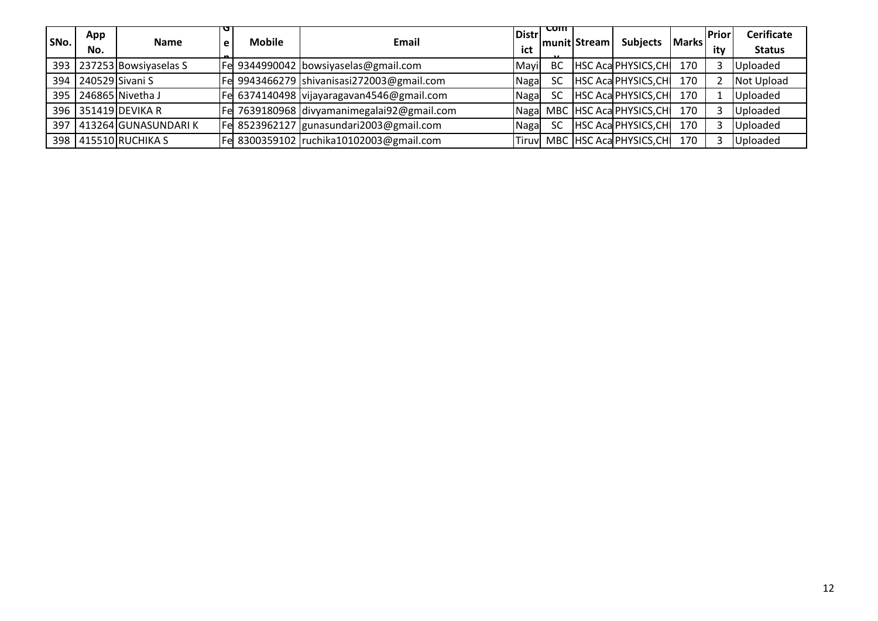| SNo. | App No. | Name | Gen | Mobile | Email | District | Community | Stream | Subjects | Marks | Priority | Cerificate Status |
|---|---|---|---|---|---|---|---|---|---|---|---|---|
| 393 | 237253 | Bowsiyaselas S | Fe | 9344990042 | bowsiyaselas@gmail.com | Mayi | BC | HSC Aca | PHYSICS,CH | 170 | 3 | Uploaded |
| 394 | 240529 | Sivani S | Fe | 9943466279 | shivanisasi272003@gmail.com | Naga | SC | HSC Aca | PHYSICS,CH | 170 | 2 | Not Upload |
| 395 | 246865 | Nivetha J | Fe | 6374140498 | vijayaragavan4546@gmail.com | Naga | SC | HSC Aca | PHYSICS,CH | 170 | 1 | Uploaded |
| 396 | 351419 | DEVIKA R | Fe | 7639180968 | divyamanimegalai92@gmail.com | Naga | MBC | HSC Aca | PHYSICS,CH | 170 | 3 | Uploaded |
| 397 | 413264 | GUNASUNDARI K | Fe | 8523962127 | gunasundari2003@gmail.com | Naga | SC | HSC Aca | PHYSICS,CH | 170 | 3 | Uploaded |
| 398 | 415510 | RUCHIKA S | Fe | 8300359102 | ruchika10102003@gmail.com | Tiruv | MBC | HSC Aca | PHYSICS,CH | 170 | 3 | Uploaded |